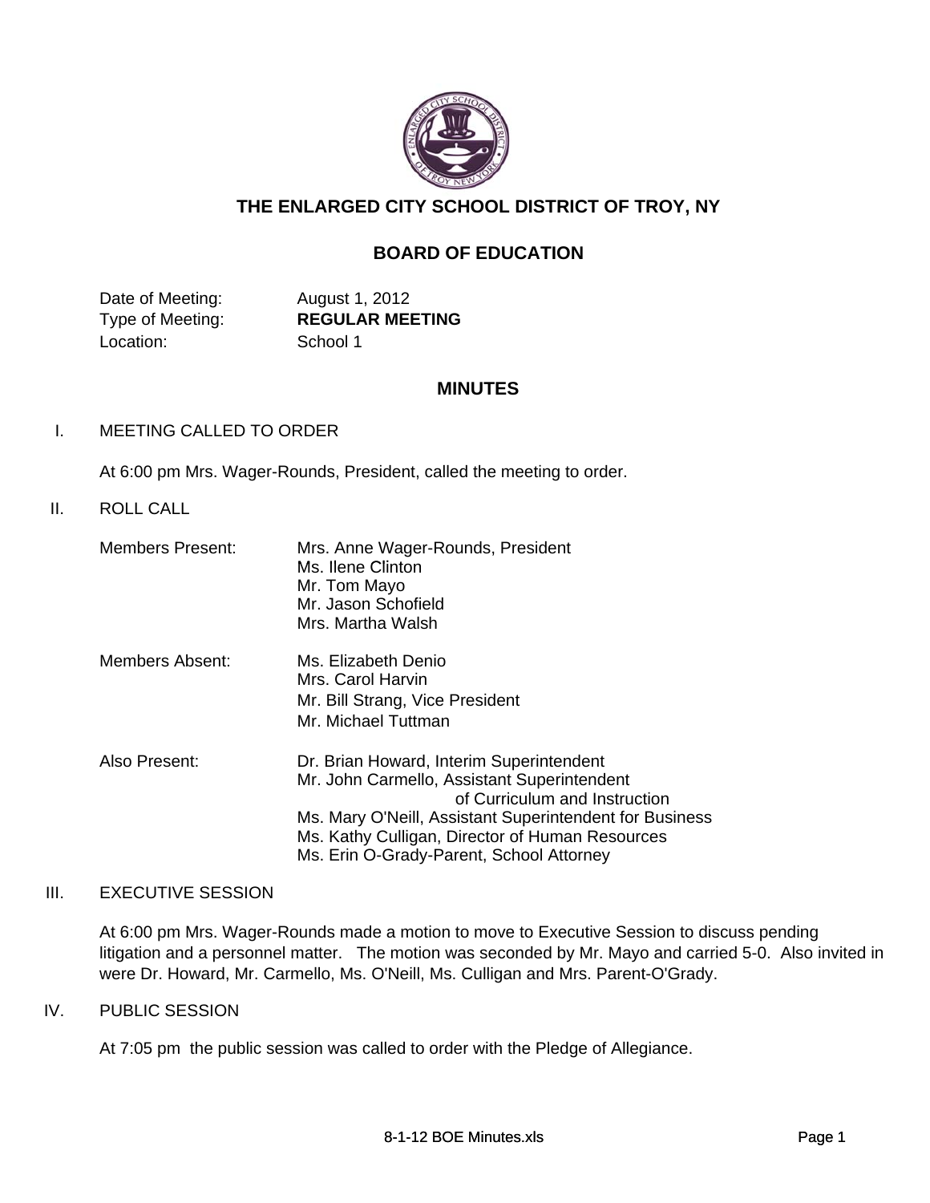# THE ENLARGED CITY SCHOOL DISTRICT OF TROY, NY

## BOARD OF EDUCATION

Date of Meeting: August 1, 2012
Type of Meeting: **REGULAR MEETING**
Location: School 1

## MINUTES

I. MEETING CALLED TO ORDER

At 6:00 pm Mrs. Wager-Rounds, President, called the meeting to order.

II. ROLL CALL

Members Present:
- Mrs. Anne Wager-Rounds, President
- Ms. Ilene Clinton
- Mr. Tom Mayo
- Mr. Jason Schofield
- Mrs. Martha Walsh

Members Absent:
- Ms. Elizabeth Denio
- Mrs. Carol Harvin
- Mr. Bill Strang, Vice President
- Mr. Michael Tuttman

Also Present:
- Dr. Brian Howard, Interim Superintendent
- Mr. John Carmello, Assistant Superintendent of Curriculum and Instruction
- Ms. Mary O'Neill, Assistant Superintendent for Business
- Ms. Kathy Culligan, Director of Human Resources
- Ms. Erin O-Grady-Parent, School Attorney

III. EXECUTIVE SESSION

At 6:00 pm Mrs. Wager-Rounds made a motion to move to Executive Session to discuss pending litigation and a personnel matter. The motion was seconded by Mr. Mayo and carried 5-0. Also invited in were Dr. Howard, Mr. Carmello, Ms. O'Neill, Ms. Culligan and Mrs. Parent-O'Grady.

IV. PUBLIC SESSION

At 7:05 pm the public session was called to order with the Pledge of Allegiance.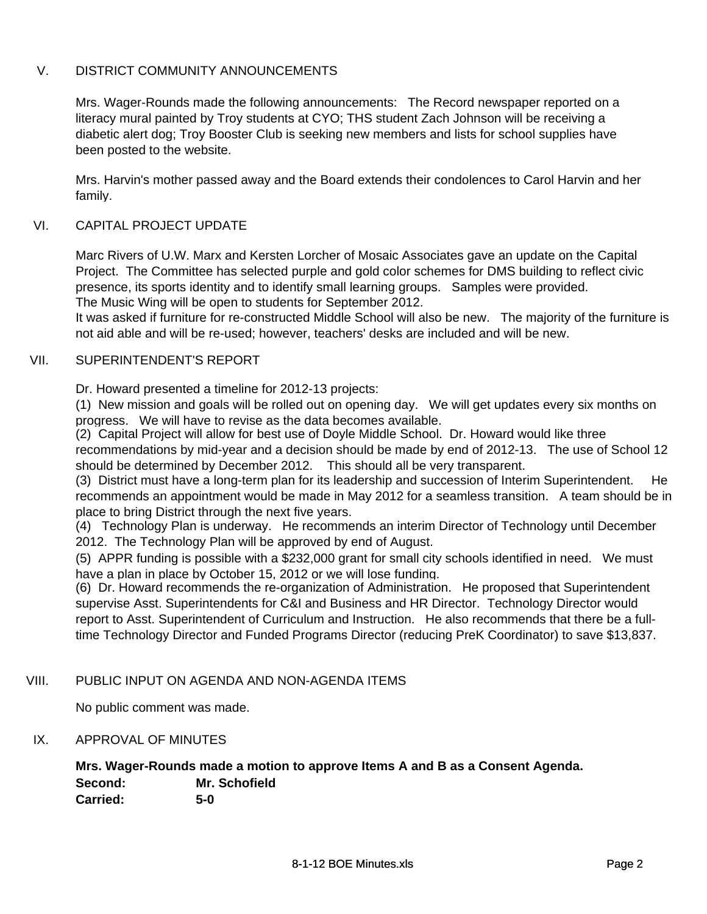## V. DISTRICT COMMUNITY ANNOUNCEMENTS

Mrs. Wager-Rounds made the following announcements: The Record newspaper reported on a literacy mural painted by Troy students at CYO; THS student Zach Johnson will be receiving a diabetic alert dog; Troy Booster Club is seeking new members and lists for school supplies have been posted to the website.

Mrs. Harvin's mother passed away and the Board extends their condolences to Carol Harvin and her family.

## VI. CAPITAL PROJECT UPDATE

Marc Rivers of U.W. Marx and Kersten Lorcher of Mosaic Associates gave an update on the Capital Project. The Committee has selected purple and gold color schemes for DMS building to reflect civic presence, its sports identity and to identify small learning groups. Samples were provided.
The Music Wing will be open to students for September 2012.
It was asked if furniture for re-constructed Middle School will also be new. The majority of the furniture is not aid able and will be re-used; however, teachers' desks are included and will be new.

## VII. SUPERINTENDENT'S REPORT

Dr. Howard presented a timeline for 2012-13 projects:

(1) New mission and goals will be rolled out on opening day. We will get updates every six months on progress. We will have to revise as the data becomes available.
(2) Capital Project will allow for best use of Doyle Middle School. Dr. Howard would like three recommendations by mid-year and a decision should be made by end of 2012-13. The use of School 12 should be determined by December 2012. This should all be very transparent.
(3) District must have a long-term plan for its leadership and succession of Interim Superintendent. He recommends an appointment would be made in May 2012 for a seamless transition. A team should be in place to bring District through the next five years.
(4) Technology Plan is underway. He recommends an interim Director of Technology until December 2012. The Technology Plan will be approved by end of August.
(5) APPR funding is possible with a $232,000 grant for small city schools identified in need. We must have a plan in place by October 15, 2012 or we will lose funding.
(6) Dr. Howard recommends the re-organization of Administration. He proposed that Superintendent supervise Asst. Superintendents for C&I and Business and HR Director. Technology Director would report to Asst. Superintendent of Curriculum and Instruction. He also recommends that there be a full-time Technology Director and Funded Programs Director (reducing PreK Coordinator) to save $13,837.

## VIII. PUBLIC INPUT ON AGENDA AND NON-AGENDA ITEMS

No public comment was made.

## IX. APPROVAL OF MINUTES

**Mrs. Wager-Rounds made a motion to approve Items A and B as a Consent Agenda.**
**Second:** **Mr. Schofield**
**Carried:** **5-0**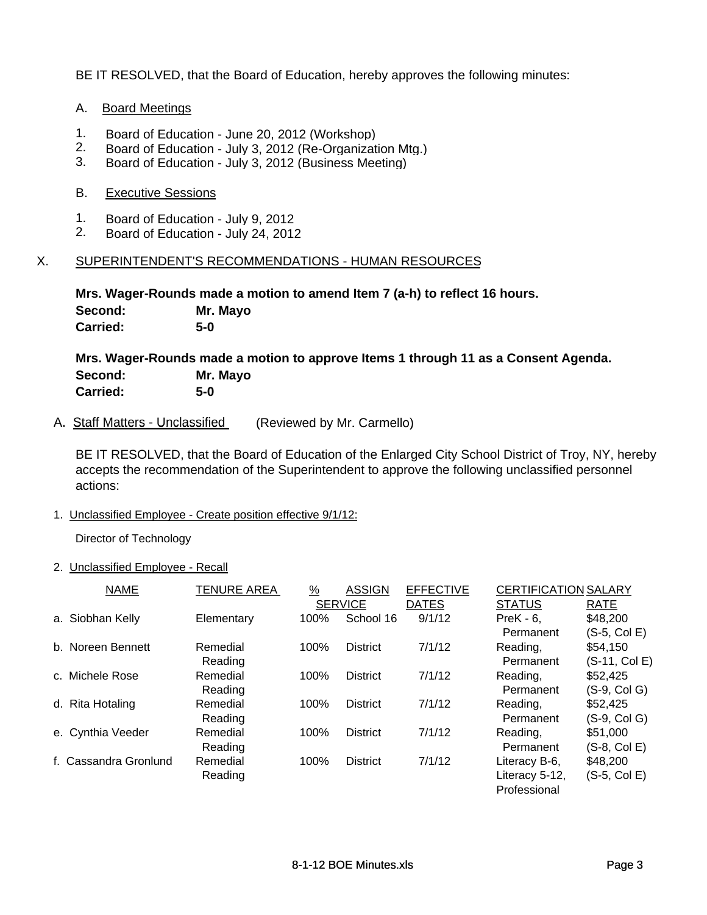BE IT RESOLVED, that the Board of Education, hereby approves the following minutes:

A. Board Meetings

1. Board of Education - June 20, 2012 (Workshop)
2. Board of Education - July 3, 2012 (Re-Organization Mtg.)
3. Board of Education - July 3, 2012 (Business Meeting)

B. Executive Sessions

1. Board of Education - July 9, 2012
2. Board of Education - July 24, 2012

## X. SUPERINTENDENT'S RECOMMENDATIONS - HUMAN RESOURCES

**Mrs. Wager-Rounds made a motion to amend Item 7 (a-h) to reflect 16 hours.**
**Second:** **Mr. Mayo**
**Carried:** **5-0**

**Mrs. Wager-Rounds made a motion to approve Items 1 through 11 as a Consent Agenda.**
**Second:** **Mr. Mayo**
**Carried:** **5-0**

A. Staff Matters - Unclassified (Reviewed by Mr. Carmello)

BE IT RESOLVED, that the Board of Education of the Enlarged City School District of Troy, NY, hereby accepts the recommendation of the Superintendent to approve the following unclassified personnel actions:

1. Unclassified Employee - Create position effective 9/1/12:

Director of Technology

2. Unclassified Employee - Recall

| NAME | TENURE AREA | % SERVICE | ASSIGN | EFFECTIVE DATES | CERTIFICATION STATUS | SALARY RATE |
|---|---|---|---|---|---|---|
| a. Siobhan Kelly | Elementary | 100% | School 16 | 9/1/12 | PreK - 6, Permanent | $48,200 (S-5, Col E) |
| b. Noreen Bennett | Remedial Reading | 100% | District | 7/1/12 | Reading, Permanent | $54,150 (S-11, Col E) |
| c. Michele Rose | Remedial Reading | 100% | District | 7/1/12 | Reading, Permanent | $52,425 (S-9, Col G) |
| d. Rita Hotaling | Remedial Reading | 100% | District | 7/1/12 | Reading, Permanent | $52,425 (S-9, Col G) |
| e. Cynthia Veeder | Remedial Reading | 100% | District | 7/1/12 | Reading, Permanent | $51,000 (S-8, Col E) |
| f. Cassandra Gronlund | Remedial Reading | 100% | District | 7/1/12 | Literacy B-6, Literacy 5-12, Professional | $48,200 (S-5, Col E) |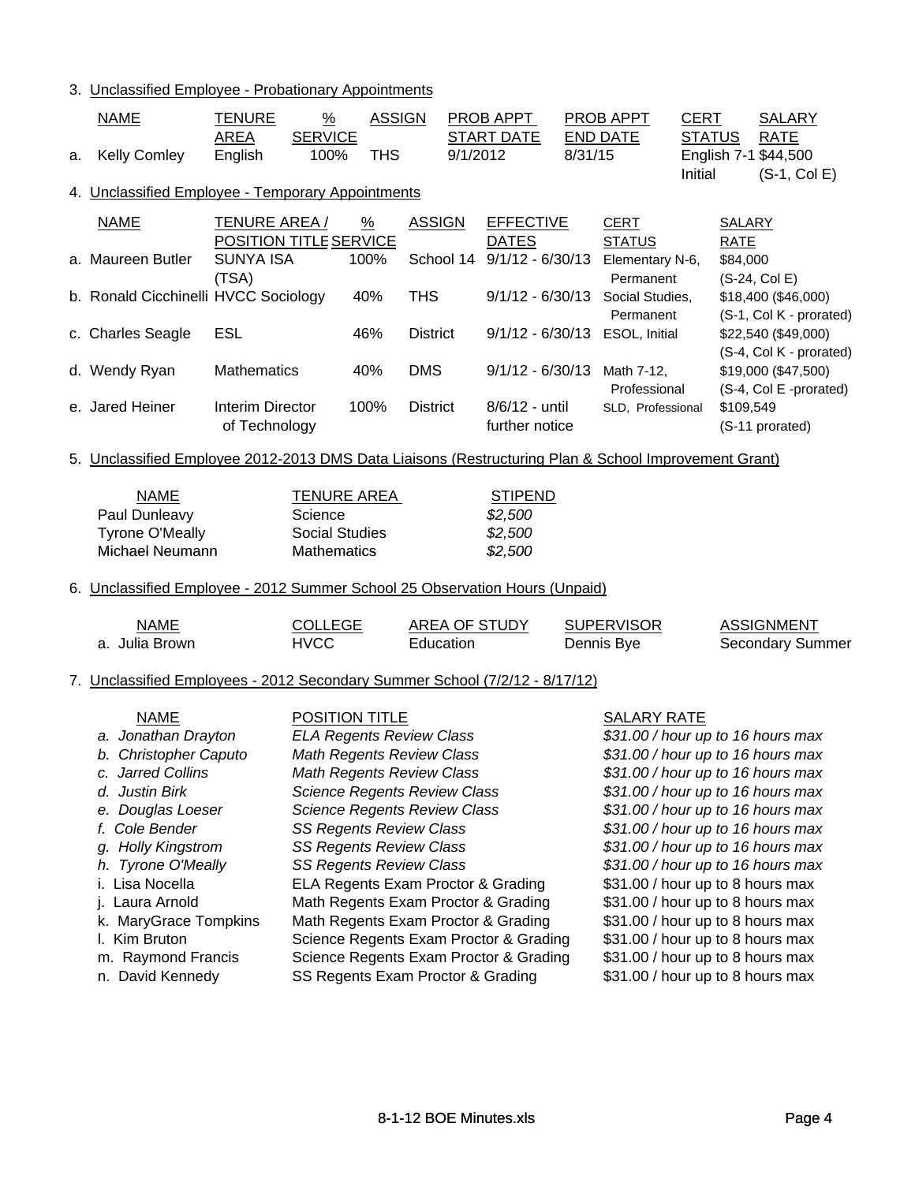3. Unclassified Employee - Probationary Appointments

| | NAME | TENURE AREA | % SERVICE | ASSIGN | PROB APPT START DATE | PROB APPT END DATE | CERT STATUS | SALARY RATE |
|---|---|---|---|---|---|---|---|---|
| a. | Kelly Comley | English | 100% | THS | 9/1/2012 | 8/31/15 | English 7-1 Initial | $44,500 (S-1, Col E) |

4. Unclassified Employee - Temporary Appointments

| | NAME | TENURE AREA / POSITION TITLE | % SERVICE | ASSIGN | EFFECTIVE DATES | CERT STATUS | SALARY RATE |
|---|---|---|---|---|---|---|---|
| a. | Maureen Butler | SUNYA ISA (TSA) | 100% | School 14 | 9/1/12 - 6/30/13 | Elementary N-6, Permanent | $84,000 (S-24, Col E) |
| b. | Ronald Cicchinelli | HVCC Sociology | 40% | THS | 9/1/12 - 6/30/13 | Social Studies, Permanent | $18,400 ($46,000) (S-1, Col K - prorated) |
| c. | Charles Seagle | ESL | 46% | District | 9/1/12 - 6/30/13 | ESOL, Initial | $22,540 ($49,000) (S-4, Col K - prorated) |
| d. | Wendy Ryan | Mathematics | 40% | DMS | 9/1/12 - 6/30/13 | Math 7-12, Professional | $19,000 ($47,500) (S-4, Col E -prorated) |
| e. | Jared Heiner | Interim Director of Technology | 100% | District | 8/6/12 - until further notice | SLD, Professional | $109,549 (S-11 prorated) |

5. Unclassified Employee 2012-2013 DMS Data Liaisons (Restructuring Plan & School Improvement Grant)

| NAME | TENURE AREA | STIPEND |
|---|---|---|
| Paul Dunleavy | Science | *$2,500* |
| Tyrone O'Meally | Social Studies | *$2,500* |
| Michael Neumann | Mathematics | *$2,500* |

6. Unclassified Employee - 2012 Summer School 25 Observation Hours (Unpaid)

| NAME | COLLEGE | AREA OF STUDY | SUPERVISOR | ASSIGNMENT |
|---|---|---|---|---|
| a. Julia Brown | HVCC | Education | Dennis Bye | Secondary Summer |

7. Unclassified Employees - 2012 Secondary Summer School (7/2/12 - 8/17/12)

| NAME | POSITION TITLE | SALARY RATE |
|---|---|---|
| *a. Jonathan Drayton* | *ELA Regents Review Class* | *$31.00 / hour up to 16 hours max* |
| *b. Christopher Caputo* | *Math Regents Review Class* | *$31.00 / hour up to 16 hours max* |
| *c. Jarred Collins* | *Math Regents Review Class* | *$31.00 / hour up to 16 hours max* |
| *d. Justin Birk* | *Science Regents Review Class* | *$31.00 / hour up to 16 hours max* |
| *e. Douglas Loeser* | *Science Regents Review Class* | *$31.00 / hour up to 16 hours max* |
| *f. Cole Bender* | *SS Regents Review Class* | *$31.00 / hour up to 16 hours max* |
| *g. Holly Kingstrom* | *SS Regents Review Class* | *$31.00 / hour up to 16 hours max* |
| *h. Tyrone O'Meally* | *SS Regents Review Class* | *$31.00 / hour up to 16 hours max* |
| i. Lisa Nocella | ELA Regents Exam Proctor & Grading | $31.00 / hour up to 8 hours max |
| j. Laura Arnold | Math Regents Exam Proctor & Grading | $31.00 / hour up to 8 hours max |
| k. MaryGrace Tompkins | Math Regents Exam Proctor & Grading | $31.00 / hour up to 8 hours max |
| l. Kim Bruton | Science Regents Exam Proctor & Grading | $31.00 / hour up to 8 hours max |
| m. Raymond Francis | Science Regents Exam Proctor & Grading | $31.00 / hour up to 8 hours max |
| n. David Kennedy | SS Regents Exam Proctor & Grading | $31.00 / hour up to 8 hours max |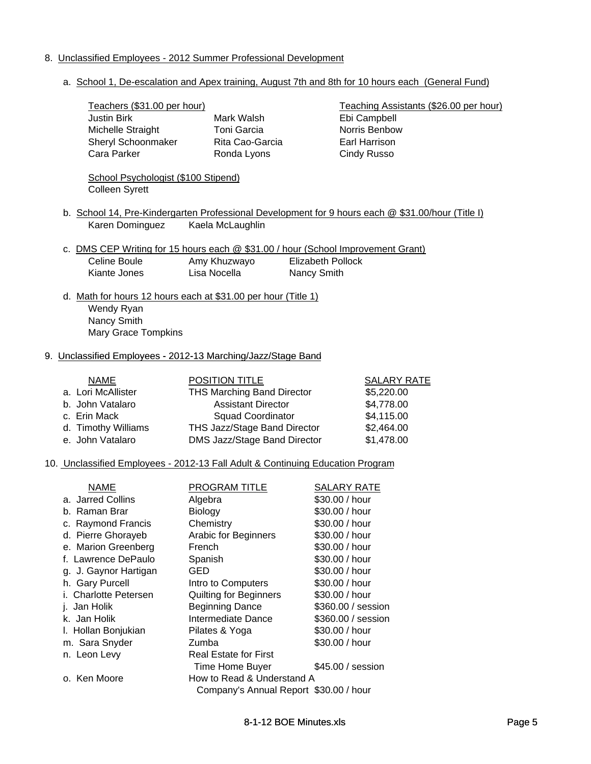8. Unclassified Employees - 2012 Summer Professional Development

   a. School 1, De-escalation and Apex training, August 7th and 8th for 10 hours each (General Fund)

| Teachers ($31.00 per hour) | | Teaching Assistants ($26.00 per hour) |
|---|---|---|
| Justin Birk | Mark Walsh | Ebi Campbell |
| Michelle Straight | Toni Garcia | Norris Benbow |
| Sheryl Schoonmaker | Rita Cao-Garcia | Earl Harrison |
| Cara Parker | Ronda Lyons | Cindy Russo |

   School Psychologist ($100 Stipend)
   Colleen Syrett

   b. School 14, Pre-Kindergarten Professional Development for 9 hours each @ $31.00/hour (Title I)
      Karen Dominguez    Kaela McLaughlin

   c. DMS CEP Writing for 15 hours each @ $31.00 / hour (School Improvement Grant)

| | | |
|---|---|---|
| Celine Boule | Amy Khuzwayo | Elizabeth Pollock |
| Kiante Jones | Lisa Nocella | Nancy Smith |

   d. Math for hours 12 hours each at $31.00 per hour (Title 1)
      Wendy Ryan
      Nancy Smith
      Mary Grace Tompkins

9. Unclassified Employees - 2012-13 Marching/Jazz/Stage Band

| NAME | POSITION TITLE | SALARY RATE |
|---|---|---|
| a. Lori McAllister | THS Marching Band Director | $5,220.00 |
| b. John Vatalaro | Assistant Director | $4,778.00 |
| c. Erin Mack | Squad Coordinator | $4,115.00 |
| d. Timothy Williams | THS Jazz/Stage Band Director | $2,464.00 |
| e. John Vatalaro | DMS Jazz/Stage Band Director | $1,478.00 |

10. Unclassified Employees - 2012-13 Fall Adult & Continuing Education Program

| NAME | PROGRAM TITLE | SALARY RATE |
|---|---|---|
| a. Jarred Collins | Algebra | $30.00 / hour |
| b. Raman Brar | Biology | $30.00 / hour |
| c. Raymond Francis | Chemistry | $30.00 / hour |
| d. Pierre Ghorayeb | Arabic for Beginners | $30.00 / hour |
| e. Marion Greenberg | French | $30.00 / hour |
| f. Lawrence DePaulo | Spanish | $30.00 / hour |
| g. J. Gaynor Hartigan | GED | $30.00 / hour |
| h. Gary Purcell | Intro to Computers | $30.00 / hour |
| i. Charlotte Petersen | Quilting for Beginners | $30.00 / hour |
| j. Jan Holik | Beginning Dance | $360.00 / session |
| k. Jan Holik | Intermediate Dance | $360.00 / session |
| l. Hollan Bonjukian | Pilates & Yoga | $30.00 / hour |
| m. Sara Snyder | Zumba | $30.00 / hour |
| n. Leon Levy | Real Estate for First Time Home Buyer | $45.00 / session |
| o. Ken Moore | How to Read & Understand A Company's Annual Report | $30.00 / hour |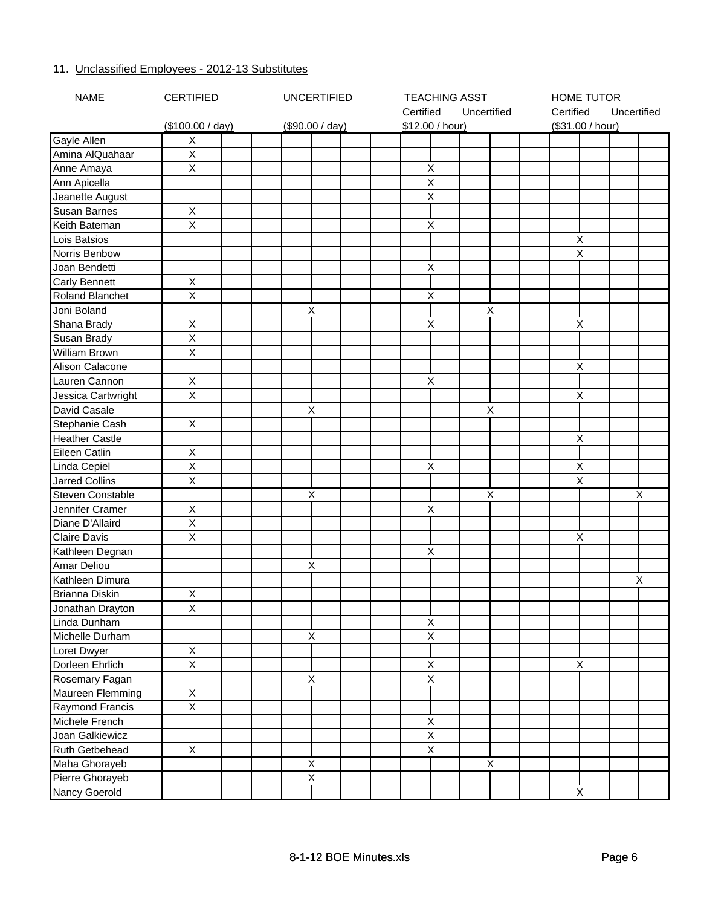11. Unclassified Employees - 2012-13 Substitutes

| NAME | CERTIFIED ($100.00 / day) | UNCERTIFIED ($90.00 / day) | TEACHING ASST Certified $12.00 / hour) | TEACHING ASST Uncertified | HOME TUTOR Certified ($31.00 / hour) | HOME TUTOR Uncertified |
|---|---|---|---|---|---|---|
| Gayle Allen | X | | | | | |
| Amina AlQuahaar | X | | | | | |
| Anne Amaya | X | | X | | | |
| Ann Apicella | | | X | | | |
| Jeanette August | | | X | | | |
| Susan Barnes | X | | | | | |
| Keith Bateman | X | | X | | | |
| Lois Batsios | | | | | X | |
| Norris Benbow | | | | | X | |
| Joan Bendetti | | | X | | | |
| Carly Bennett | X | | | | | |
| Roland Blanchet | X | | X | | | |
| Joni Boland | | X | | X | | |
| Shana Brady | X | | X | | X | |
| Susan Brady | X | | | | | |
| William Brown | X | | | | | |
| Alison Calacone | | | | | X | |
| Lauren Cannon | X | | X | | | |
| Jessica Cartwright | X | | | | X | |
| David Casale | | X | | X | | |
| Stephanie Cash | X | | | | | |
| Heather Castle | | | | | X | |
| Eileen Catlin | X | | | | | |
| Linda Cepiel | X | | X | | X | |
| Jarred Collins | X | | | | X | |
| Steven Constable | | X | | X | | X |
| Jennifer Cramer | X | | X | | | |
| Diane D'Allaird | X | | | | | |
| Claire Davis | X | | | | X | |
| Kathleen Degnan | | | X | | | |
| Amar Deliou | | X | | | | |
| Kathleen Dimura | | | | | | X |
| Brianna Diskin | X | | | | | |
| Jonathan Drayton | X | | | | | |
| Linda Dunham | | | X | | | |
| Michelle Durham | | X | X | | | |
| Loret Dwyer | X | | | | | |
| Dorleen Ehrlich | X | | X | | X | |
| Rosemary Fagan | | X | X | | | |
| Maureen Flemming | X | | | | | |
| Raymond Francis | X | | | | | |
| Michele French | | | X | | | |
| Joan Galkiewicz | | | X | | | |
| Ruth Getbehead | X | | X | | | |
| Maha Ghorayeb | | X | | X | | |
| Pierre Ghorayeb | | X | | | | |
| Nancy Goerold | | | | | X | |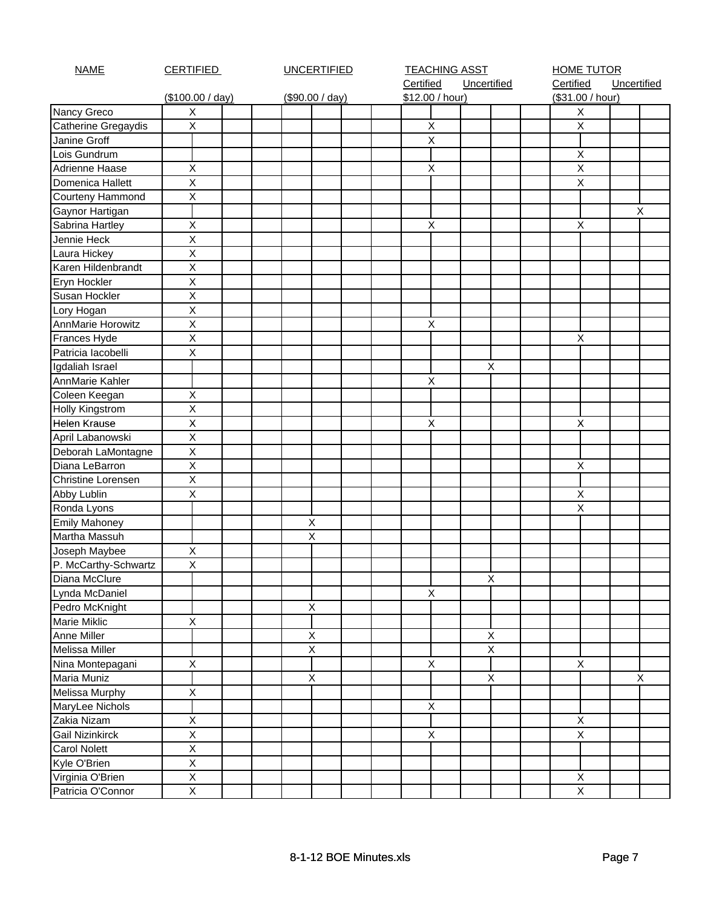| NAME | CERTIFIED | UNCERTIFIED | TEACHING ASST | | HOME TUTOR | |
|---|---|---|---|---|---|---|
| | | | Certified | Uncertified | Certified | Uncertified |
| | ($100.00 / day) | ($90.00 / day) | $12.00 / hour) | | ($31.00 / hour) | |
| Nancy Greco | X | | | | X | |
| Catherine Gregaydis | X | | X | | X | |
| Janine Groff | | | X | | | |
| Lois Gundrum | | | | | X | |
| Adrienne Haase | X | | X | | X | |
| Domenica Hallett | X | | | | X | |
| Courteny Hammond | X | | | | | |
| Gaynor Hartigan | | | | | | X |
| Sabrina Hartley | X | | X | | X | |
| Jennie Heck | X | | | | | |
| Laura Hickey | X | | | | | |
| Karen Hildenbrandt | X | | | | | |
| Eryn Hockler | X | | | | | |
| Susan Hockler | X | | | | | |
| Lory Hogan | X | | | | | |
| AnnMarie Horowitz | X | | X | | | |
| Frances Hyde | X | | | | X | |
| Patricia Iacobelli | X | | | | | |
| Igdaliah Israel | | | | X | | |
| AnnMarie Kahler | | | X | | | |
| Coleen Keegan | X | | | | | |
| Holly Kingstrom | X | | | | | |
| Helen Krause | X | | X | | X | |
| April Labanowski | X | | | | | |
| Deborah LaMontagne | X | | | | | |
| Diana LeBarron | X | | | | X | |
| Christine Lorensen | X | | | | | |
| Abby Lublin | X | | | | X | |
| Ronda Lyons | | | | | X | |
| Emily Mahoney | | X | | | | |
| Martha Massuh | | X | | | | |
| Joseph Maybee | X | | | | | |
| P. McCarthy-Schwartz | X | | | | | |
| Diana McClure | | | | X | | |
| Lynda McDaniel | | | X | | | |
| Pedro McKnight | | X | | | | |
| Marie Miklic | X | | | | | |
| Anne Miller | | X | | X | | |
| Melissa Miller | | X | | X | | |
| Nina Montepagani | X | | X | | X | |
| Maria Muniz | | X | | X | | X |
| Melissa Murphy | X | | | | | |
| MaryLee Nichols | | | X | | | |
| Zakia Nizam | X | | | | X | |
| Gail Nizinkirck | X | | X | | X | |
| Carol Nolett | X | | | | | |
| Kyle O'Brien | X | | | | | |
| Virginia O'Brien | X | | | | X | |
| Patricia O'Connor | X | | | | X | |

8-1-12 BOE Minutes.xls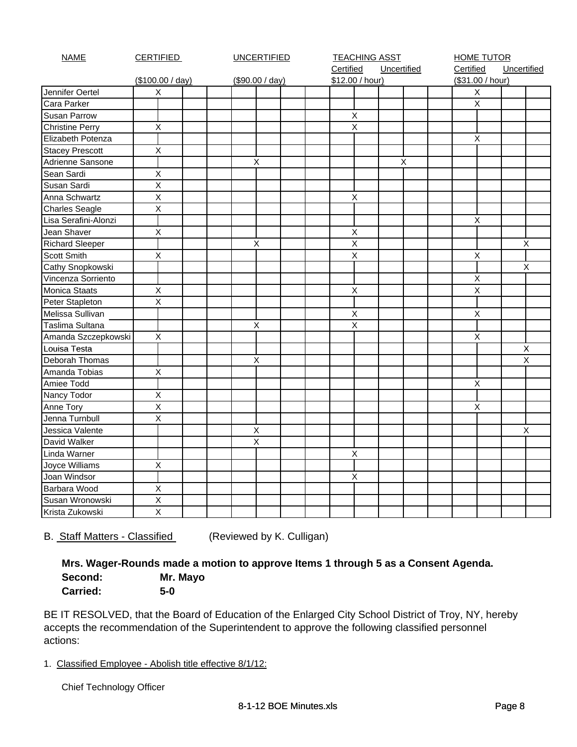| NAME | CERTIFIED ($100.00 / day) | UNCERTIFIED ($90.00 / day) | TEACHING ASST Certified ($12.00 / hour) | TEACHING ASST Uncertified | HOME TUTOR Certified ($31.00 / hour) | HOME TUTOR Uncertified |
|---|---|---|---|---|---|---|
| Jennifer Oertel | X | | | | X | |
| Cara Parker | | | | | X | |
| Susan Parrow | | | X | | | |
| Christine Perry | X | | X | | | |
| Elizabeth Potenza | | | | | X | |
| Stacey Prescott | X | | | | | |
| Adrienne Sansone | | X | | X | | |
| Sean Sardi | X | | | | | |
| Susan Sardi | X | | | | | |
| Anna Schwartz | X | | X | | | |
| Charles Seagle | X | | | | | |
| Lisa Serafini-Alonzi | | | | | X | |
| Jean Shaver | X | | X | | | |
| Richard Sleeper | | X | X | | | X |
| Scott Smith | X | | X | | X | |
| Cathy Snopkowski | | | | | | X |
| Vincenza Sorriento | | | | | X | |
| Monica Staats | X | | X | | X | |
| Peter Stapleton | X | | | | | |
| Melissa Sullivan | | | X | | X | |
| Taslima Sultana | | X | X | | | |
| Amanda Szczepkowski | X | | | | X | |
| Louisa Testa | | | | | | X |
| Deborah Thomas | | X | | | | X |
| Amanda Tobias | X | | | | | |
| Amiee Todd | | | | | X | |
| Nancy Todor | X | | | | | |
| Anne Tory | X | | | | X | |
| Jenna Turnbull | X | | | | | |
| Jessica Valente | | X | | | | X |
| David Walker | | X | | | | |
| Linda Warner | | | X | | | |
| Joyce Williams | X | | | | | |
| Joan Windsor | | | X | | | |
| Barbara Wood | X | | | | | |
| Susan Wronowski | X | | | | | |
| Krista Zukowski | X | | | | | |

B. Staff Matters - Classified (Reviewed by K. Culligan)

**Mrs. Wager-Rounds made a motion to approve Items 1 through 5 as a Consent Agenda.**
**Second: Mr. Mayo**
**Carried: 5-0**

BE IT RESOLVED, that the Board of Education of the Enlarged City School District of Troy, NY, hereby accepts the recommendation of the Superintendent to approve the following classified personnel actions:

1. Classified Employee - Abolish title effective 8/1/12:

Chief Technology Officer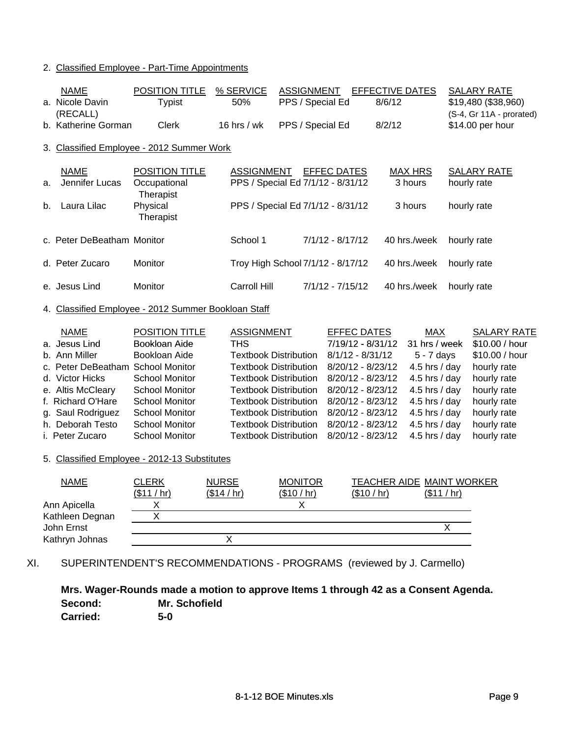2. Classified Employee - Part-Time Appointments

| | NAME | POSITION TITLE | % SERVICE | ASSIGNMENT | EFFECTIVE DATES | SALARY RATE |
|---|---|---|---|---|---|---|
| a. | Nicole Davin (RECALL) | Typist | 50% | PPS / Special Ed | 8/6/12 | $19,480 ($38,960) (S-4, Gr 11A - prorated) |
| b. | Katherine Gorman | Clerk | 16 hrs / wk | PPS / Special Ed | 8/2/12 | $14.00 per hour |

3. Classified Employee - 2012 Summer Work

| | NAME | POSITION TITLE | ASSIGNMENT | EFFEC DATES | MAX HRS | SALARY RATE |
|---|---|---|---|---|---|---|
| a. | Jennifer Lucas | Occupational Therapist | PPS / Special Ed | 7/1/12 - 8/31/12 | 3 hours | hourly rate |
| b. | Laura Lilac | Physical Therapist | PPS / Special Ed | 7/1/12 - 8/31/12 | 3 hours | hourly rate |
| c. | Peter DeBeatham | Monitor | School 1 | 7/1/12 - 8/17/12 | 40 hrs./week | hourly rate |
| d. | Peter Zucaro | Monitor | Troy High School | 7/1/12 - 8/17/12 | 40 hrs./week | hourly rate |
| e. | Jesus Lind | Monitor | Carroll Hill | 7/1/12 - 7/15/12 | 40 hrs./week | hourly rate |

4. Classified Employee - 2012 Summer Bookloan Staff

| | NAME | POSITION TITLE | ASSIGNMENT | EFFEC DATES | MAX | SALARY RATE |
|---|---|---|---|---|---|---|
| a. | Jesus Lind | Bookloan Aide | THS | 7/19/12 - 8/31/12 | 31 hrs / week | $10.00 / hour |
| b. | Ann Miller | Bookloan Aide | Textbook Distribution | 8/1/12 - 8/31/12 | 5 - 7 days | $10.00 / hour |
| c. | Peter DeBeatham | School Monitor | Textbook Distribution | 8/20/12 - 8/23/12 | 4.5 hrs / day | hourly rate |
| d. | Victor Hicks | School Monitor | Textbook Distribution | 8/20/12 - 8/23/12 | 4.5 hrs / day | hourly rate |
| e. | Altis McCleary | School Monitor | Textbook Distribution | 8/20/12 - 8/23/12 | 4.5 hrs / day | hourly rate |
| f. | Richard O'Hare | School Monitor | Textbook Distribution | 8/20/12 - 8/23/12 | 4.5 hrs / day | hourly rate |
| g. | Saul Rodriguez | School Monitor | Textbook Distribution | 8/20/12 - 8/23/12 | 4.5 hrs / day | hourly rate |
| h. | Deborah Testo | School Monitor | Textbook Distribution | 8/20/12 - 8/23/12 | 4.5 hrs / day | hourly rate |
| i. | Peter Zucaro | School Monitor | Textbook Distribution | 8/20/12 - 8/23/12 | 4.5 hrs / day | hourly rate |

5. Classified Employee - 2012-13 Substitutes

| NAME | CLERK ($11 / hr) | NURSE ($14 / hr) | MONITOR ($10 / hr) | TEACHER AIDE ($10 / hr) | MAINT WORKER ($11 / hr) |
|---|---|---|---|---|---|
| Ann Apicella | X | | X | | |
| Kathleen Degnan | X | | | | |
| John Ernst | | | | | X |
| Kathryn Johnas | | X | | | |

XI. SUPERINTENDENT'S RECOMMENDATIONS - PROGRAMS (reviewed by J. Carmello)

**Mrs. Wager-Rounds made a motion to approve Items 1 through 42 as a Consent Agenda.**
**Second: Mr. Schofield**
**Carried: 5-0**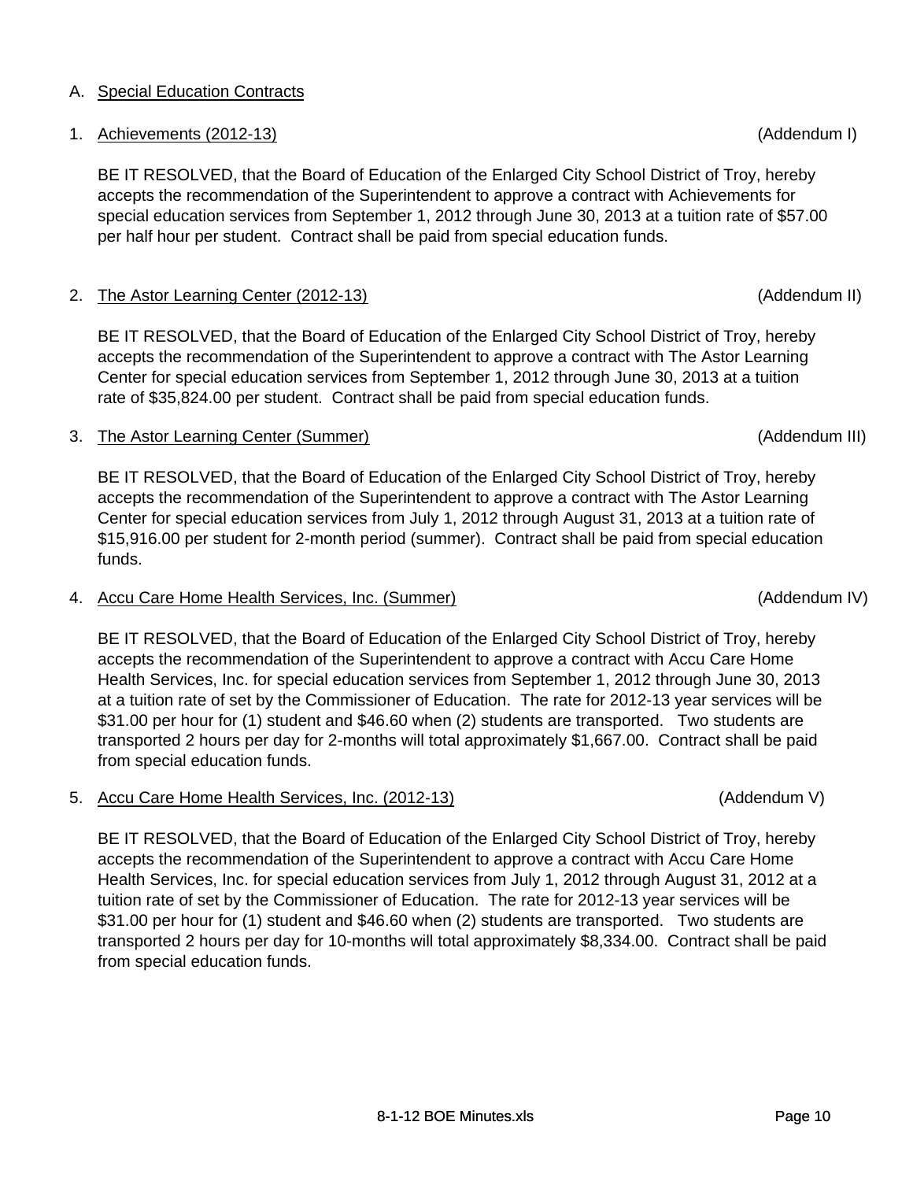A. Special Education Contracts

1. Achievements (2012-13) (Addendum I)

BE IT RESOLVED, that the Board of Education of the Enlarged City School District of Troy, hereby accepts the recommendation of the Superintendent to approve a contract with Achievements for special education services from September 1, 2012 through June 30, 2013 at a tuition rate of $57.00 per half hour per student. Contract shall be paid from special education funds.

2. The Astor Learning Center (2012-13) (Addendum II)

BE IT RESOLVED, that the Board of Education of the Enlarged City School District of Troy, hereby accepts the recommendation of the Superintendent to approve a contract with The Astor Learning Center for special education services from September 1, 2012 through June 30, 2013 at a tuition rate of $35,824.00 per student. Contract shall be paid from special education funds.

3. The Astor Learning Center (Summer) (Addendum III)

BE IT RESOLVED, that the Board of Education of the Enlarged City School District of Troy, hereby accepts the recommendation of the Superintendent to approve a contract with The Astor Learning Center for special education services from July 1, 2012 through August 31, 2013 at a tuition rate of $15,916.00 per student for 2-month period (summer). Contract shall be paid from special education funds.

4. Accu Care Home Health Services, Inc. (Summer) (Addendum IV)

BE IT RESOLVED, that the Board of Education of the Enlarged City School District of Troy, hereby accepts the recommendation of the Superintendent to approve a contract with Accu Care Home Health Services, Inc. for special education services from September 1, 2012 through June 30, 2013 at a tuition rate of set by the Commissioner of Education. The rate for 2012-13 year services will be $31.00 per hour for (1) student and $46.60 when (2) students are transported. Two students are transported 2 hours per day for 2-months will total approximately $1,667.00. Contract shall be paid from special education funds.

5. Accu Care Home Health Services, Inc. (2012-13) (Addendum V)

BE IT RESOLVED, that the Board of Education of the Enlarged City School District of Troy, hereby accepts the recommendation of the Superintendent to approve a contract with Accu Care Home Health Services, Inc. for special education services from July 1, 2012 through August 31, 2012 at a tuition rate of set by the Commissioner of Education. The rate for 2012-13 year services will be $31.00 per hour for (1) student and $46.60 when (2) students are transported. Two students are transported 2 hours per day for 10-months will total approximately $8,334.00. Contract shall be paid from special education funds.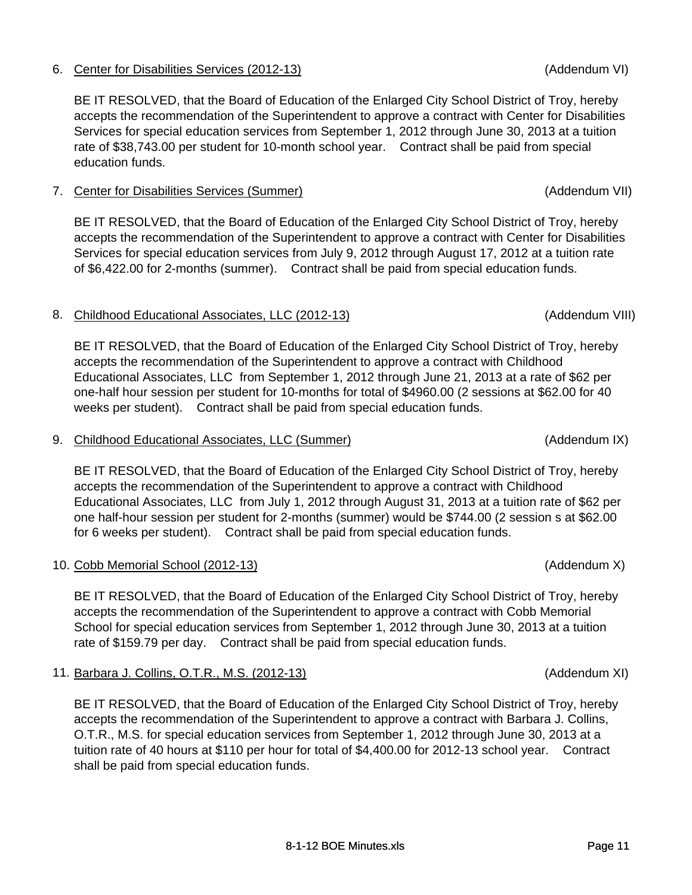6. Center for Disabilities Services (2012-13) (Addendum VI)

   BE IT RESOLVED, that the Board of Education of the Enlarged City School District of Troy, hereby accepts the recommendation of the Superintendent to approve a contract with Center for Disabilities Services for special education services from September 1, 2012 through June 30, 2013 at a tuition rate of $38,743.00 per student for 10-month school year. Contract shall be paid from special education funds.

7. Center for Disabilities Services (Summer) (Addendum VII)

   BE IT RESOLVED, that the Board of Education of the Enlarged City School District of Troy, hereby accepts the recommendation of the Superintendent to approve a contract with Center for Disabilities Services for special education services from July 9, 2012 through August 17, 2012 at a tuition rate of $6,422.00 for 2-months (summer). Contract shall be paid from special education funds.

8. Childhood Educational Associates, LLC (2012-13) (Addendum VIII)

   BE IT RESOLVED, that the Board of Education of the Enlarged City School District of Troy, hereby accepts the recommendation of the Superintendent to approve a contract with Childhood Educational Associates, LLC from September 1, 2012 through June 21, 2013 at a rate of $62 per one-half hour session per student for 10-months for total of $4960.00 (2 sessions at $62.00 for 40 weeks per student). Contract shall be paid from special education funds.

9. Childhood Educational Associates, LLC (Summer) (Addendum IX)

   BE IT RESOLVED, that the Board of Education of the Enlarged City School District of Troy, hereby accepts the recommendation of the Superintendent to approve a contract with Childhood Educational Associates, LLC from July 1, 2012 through August 31, 2013 at a tuition rate of $62 per one half-hour session per student for 2-months (summer) would be $744.00 (2 session s at $62.00 for 6 weeks per student). Contract shall be paid from special education funds.

10. Cobb Memorial School (2012-13) (Addendum X)

    BE IT RESOLVED, that the Board of Education of the Enlarged City School District of Troy, hereby accepts the recommendation of the Superintendent to approve a contract with Cobb Memorial School for special education services from September 1, 2012 through June 30, 2013 at a tuition rate of $159.79 per day. Contract shall be paid from special education funds.

11. Barbara J. Collins, O.T.R., M.S. (2012-13) (Addendum XI)

    BE IT RESOLVED, that the Board of Education of the Enlarged City School District of Troy, hereby accepts the recommendation of the Superintendent to approve a contract with Barbara J. Collins, O.T.R., M.S. for special education services from September 1, 2012 through June 30, 2013 at a tuition rate of 40 hours at $110 per hour for total of $4,400.00 for 2012-13 school year. Contract shall be paid from special education funds.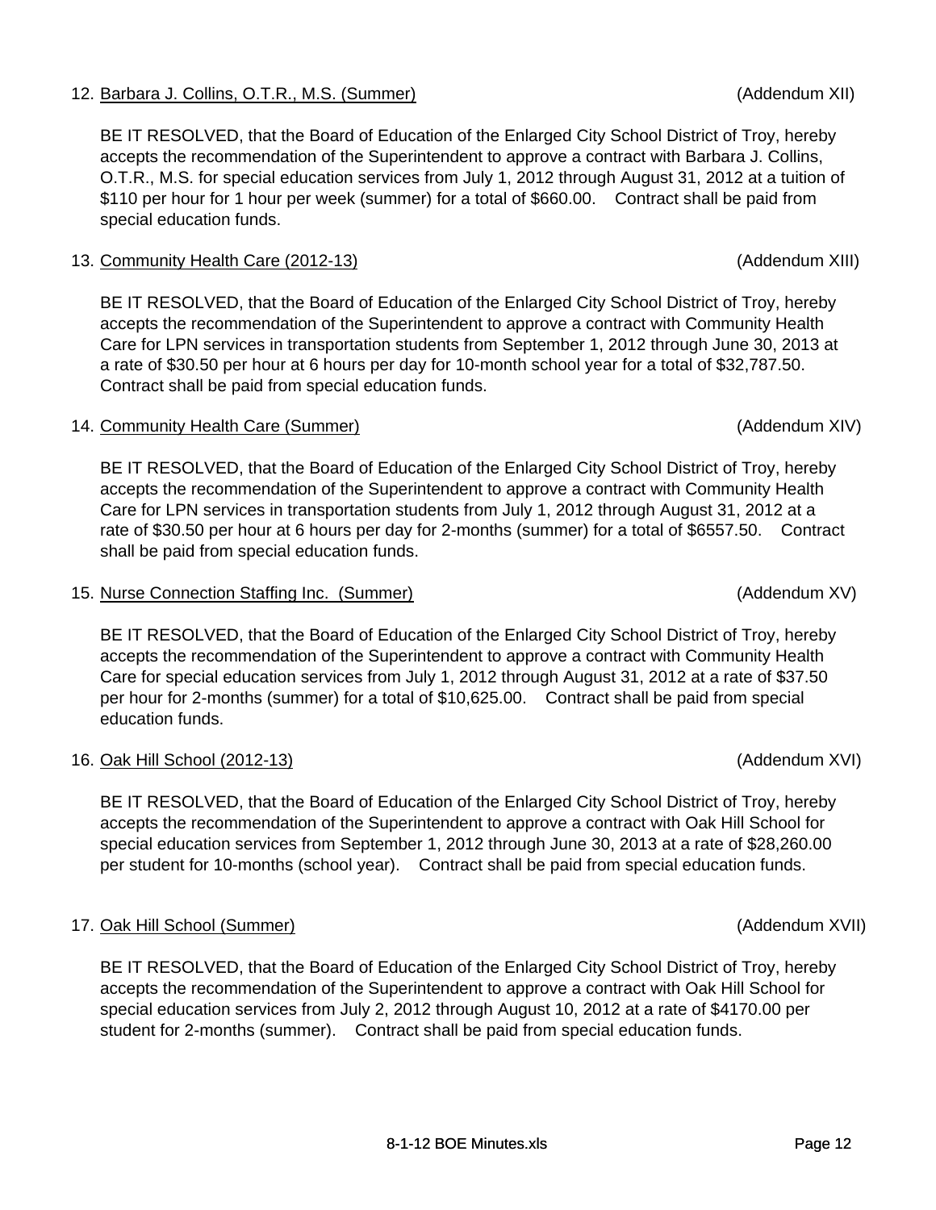12. <u>Barbara J. Collins, O.T.R., M.S. (Summer)</u> (Addendum XII)

    BE IT RESOLVED, that the Board of Education of the Enlarged City School District of Troy, hereby accepts the recommendation of the Superintendent to approve a contract with Barbara J. Collins, O.T.R., M.S. for special education services from July 1, 2012 through August 31, 2012 at a tuition of $110 per hour for 1 hour per week (summer) for a total of $660.00. Contract shall be paid from special education funds.

13. <u>Community Health Care (2012-13)</u> (Addendum XIII)

    BE IT RESOLVED, that the Board of Education of the Enlarged City School District of Troy, hereby accepts the recommendation of the Superintendent to approve a contract with Community Health Care for LPN services in transportation students from September 1, 2012 through June 30, 2013 at a rate of $30.50 per hour at 6 hours per day for 10-month school year for a total of $32,787.50. Contract shall be paid from special education funds.

14. <u>Community Health Care (Summer)</u> (Addendum XIV)

    BE IT RESOLVED, that the Board of Education of the Enlarged City School District of Troy, hereby accepts the recommendation of the Superintendent to approve a contract with Community Health Care for LPN services in transportation students from July 1, 2012 through August 31, 2012 at a rate of $30.50 per hour at 6 hours per day for 2-months (summer) for a total of $6557.50. Contract shall be paid from special education funds.

15. <u>Nurse Connection Staffing Inc. (Summer)</u> (Addendum XV)

    BE IT RESOLVED, that the Board of Education of the Enlarged City School District of Troy, hereby accepts the recommendation of the Superintendent to approve a contract with Community Health Care for special education services from July 1, 2012 through August 31, 2012 at a rate of $37.50 per hour for 2-months (summer) for a total of $10,625.00. Contract shall be paid from special education funds.

16. <u>Oak Hill School (2012-13)</u> (Addendum XVI)

    BE IT RESOLVED, that the Board of Education of the Enlarged City School District of Troy, hereby accepts the recommendation of the Superintendent to approve a contract with Oak Hill School for special education services from September 1, 2012 through June 30, 2013 at a rate of $28,260.00 per student for 10-months (school year). Contract shall be paid from special education funds.

17. <u>Oak Hill School (Summer)</u> (Addendum XVII)

    BE IT RESOLVED, that the Board of Education of the Enlarged City School District of Troy, hereby accepts the recommendation of the Superintendent to approve a contract with Oak Hill School for special education services from July 2, 2012 through August 10, 2012 at a rate of $4170.00 per student for 2-months (summer). Contract shall be paid from special education funds.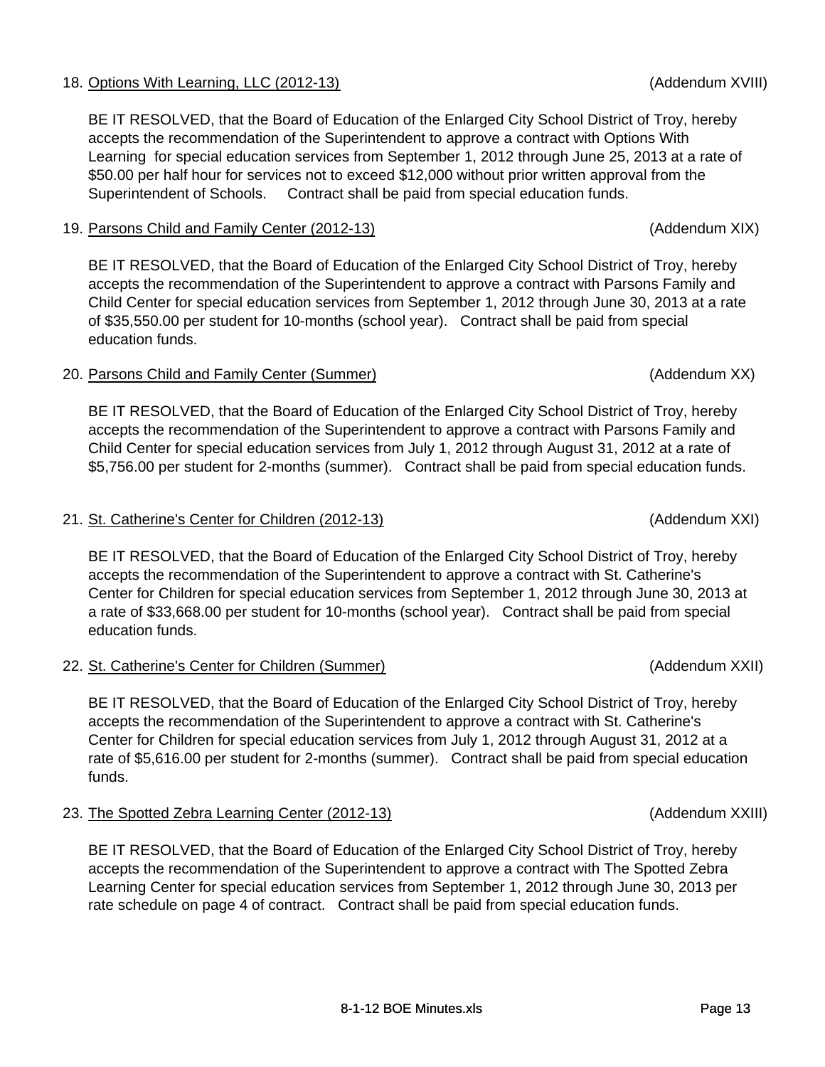18. <u>Options With Learning, LLC (2012-13)</u> (Addendum XVIII)

    BE IT RESOLVED, that the Board of Education of the Enlarged City School District of Troy, hereby accepts the recommendation of the Superintendent to approve a contract with Options With Learning for special education services from September 1, 2012 through June 25, 2013 at a rate of $50.00 per half hour for services not to exceed $12,000 without prior written approval from the Superintendent of Schools. Contract shall be paid from special education funds.

19. <u>Parsons Child and Family Center (2012-13)</u> (Addendum XIX)

    BE IT RESOLVED, that the Board of Education of the Enlarged City School District of Troy, hereby accepts the recommendation of the Superintendent to approve a contract with Parsons Family and Child Center for special education services from September 1, 2012 through June 30, 2013 at a rate of $35,550.00 per student for 10-months (school year). Contract shall be paid from special education funds.

20. <u>Parsons Child and Family Center (Summer)</u> (Addendum XX)

    BE IT RESOLVED, that the Board of Education of the Enlarged City School District of Troy, hereby accepts the recommendation of the Superintendent to approve a contract with Parsons Family and Child Center for special education services from July 1, 2012 through August 31, 2012 at a rate of $5,756.00 per student for 2-months (summer). Contract shall be paid from special education funds.

21. <u>St. Catherine's Center for Children (2012-13)</u> (Addendum XXI)

    BE IT RESOLVED, that the Board of Education of the Enlarged City School District of Troy, hereby accepts the recommendation of the Superintendent to approve a contract with St. Catherine's Center for Children for special education services from September 1, 2012 through June 30, 2013 at a rate of $33,668.00 per student for 10-months (school year). Contract shall be paid from special education funds.

22. <u>St. Catherine's Center for Children (Summer)</u> (Addendum XXII)

    BE IT RESOLVED, that the Board of Education of the Enlarged City School District of Troy, hereby accepts the recommendation of the Superintendent to approve a contract with St. Catherine's Center for Children for special education services from July 1, 2012 through August 31, 2012 at a rate of $5,616.00 per student for 2-months (summer). Contract shall be paid from special education funds.

23. <u>The Spotted Zebra Learning Center (2012-13)</u> (Addendum XXIII)

    BE IT RESOLVED, that the Board of Education of the Enlarged City School District of Troy, hereby accepts the recommendation of the Superintendent to approve a contract with The Spotted Zebra Learning Center for special education services from September 1, 2012 through June 30, 2013 per rate schedule on page 4 of contract. Contract shall be paid from special education funds.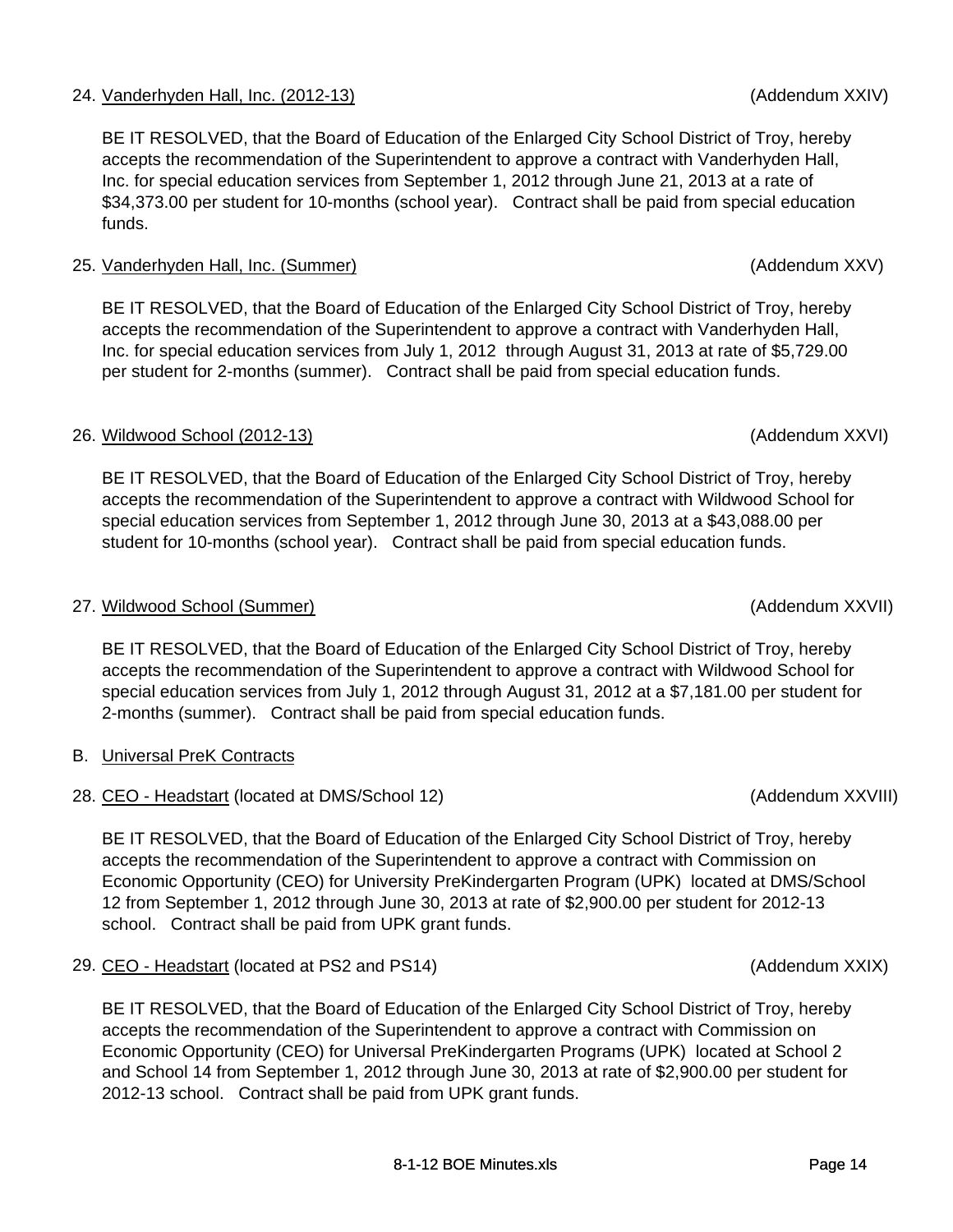24. Vanderhyden Hall, Inc. (2012-13) (Addendum XXIV)

BE IT RESOLVED, that the Board of Education of the Enlarged City School District of Troy, hereby accepts the recommendation of the Superintendent to approve a contract with Vanderhyden Hall, Inc. for special education services from September 1, 2012 through June 21, 2013 at a rate of $34,373.00 per student for 10-months (school year). Contract shall be paid from special education funds.

25. Vanderhyden Hall, Inc. (Summer) (Addendum XXV)

BE IT RESOLVED, that the Board of Education of the Enlarged City School District of Troy, hereby accepts the recommendation of the Superintendent to approve a contract with Vanderhyden Hall, Inc. for special education services from July 1, 2012 through August 31, 2013 at rate of $5,729.00 per student for 2-months (summer). Contract shall be paid from special education funds.

26. Wildwood School (2012-13) (Addendum XXVI)

BE IT RESOLVED, that the Board of Education of the Enlarged City School District of Troy, hereby accepts the recommendation of the Superintendent to approve a contract with Wildwood School for special education services from September 1, 2012 through June 30, 2013 at a $43,088.00 per student for 10-months (school year). Contract shall be paid from special education funds.

27. Wildwood School (Summer) (Addendum XXVII)

BE IT RESOLVED, that the Board of Education of the Enlarged City School District of Troy, hereby accepts the recommendation of the Superintendent to approve a contract with Wildwood School for special education services from July 1, 2012 through August 31, 2012 at a $7,181.00 per student for 2-months (summer). Contract shall be paid from special education funds.

B. Universal PreK Contracts

28. CEO - Headstart (located at DMS/School 12) (Addendum XXVIII)

BE IT RESOLVED, that the Board of Education of the Enlarged City School District of Troy, hereby accepts the recommendation of the Superintendent to approve a contract with Commission on Economic Opportunity (CEO) for University PreKindergarten Program (UPK) located at DMS/School 12 from September 1, 2012 through June 30, 2013 at rate of $2,900.00 per student for 2012-13 school. Contract shall be paid from UPK grant funds.

29. CEO - Headstart (located at PS2 and PS14) (Addendum XXIX)

BE IT RESOLVED, that the Board of Education of the Enlarged City School District of Troy, hereby accepts the recommendation of the Superintendent to approve a contract with Commission on Economic Opportunity (CEO) for Universal PreKindergarten Programs (UPK) located at School 2 and School 14 from September 1, 2012 through June 30, 2013 at rate of $2,900.00 per student for 2012-13 school. Contract shall be paid from UPK grant funds.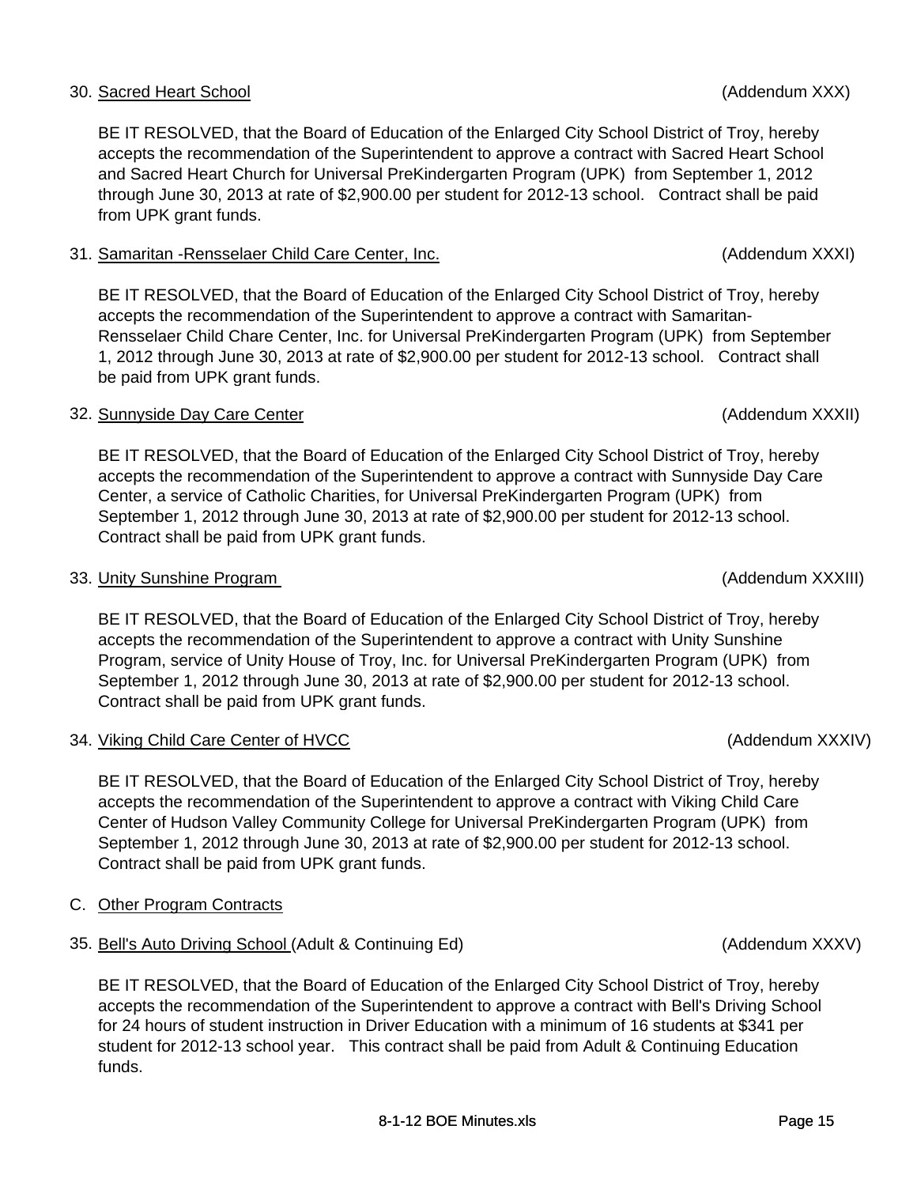30. <u>Sacred Heart School</u> (Addendum XXX)

BE IT RESOLVED, that the Board of Education of the Enlarged City School District of Troy, hereby accepts the recommendation of the Superintendent to approve a contract with Sacred Heart School and Sacred Heart Church for Universal PreKindergarten Program (UPK) from September 1, 2012 through June 30, 2013 at rate of $2,900.00 per student for 2012-13 school. Contract shall be paid from UPK grant funds.

31. <u>Samaritan -Rensselaer Child Care Center, Inc.</u> (Addendum XXXI)

BE IT RESOLVED, that the Board of Education of the Enlarged City School District of Troy, hereby accepts the recommendation of the Superintendent to approve a contract with Samaritan-Rensselaer Child Chare Center, Inc. for Universal PreKindergarten Program (UPK) from September 1, 2012 through June 30, 2013 at rate of $2,900.00 per student for 2012-13 school. Contract shall be paid from UPK grant funds.

32. <u>Sunnyside Day Care Center</u> (Addendum XXXII)

BE IT RESOLVED, that the Board of Education of the Enlarged City School District of Troy, hereby accepts the recommendation of the Superintendent to approve a contract with Sunnyside Day Care Center, a service of Catholic Charities, for Universal PreKindergarten Program (UPK) from September 1, 2012 through June 30, 2013 at rate of $2,900.00 per student for 2012-13 school. Contract shall be paid from UPK grant funds.

33. <u>Unity Sunshine Program</u> (Addendum XXXIII)

BE IT RESOLVED, that the Board of Education of the Enlarged City School District of Troy, hereby accepts the recommendation of the Superintendent to approve a contract with Unity Sunshine Program, service of Unity House of Troy, Inc. for Universal PreKindergarten Program (UPK) from September 1, 2012 through June 30, 2013 at rate of $2,900.00 per student for 2012-13 school. Contract shall be paid from UPK grant funds.

34. <u>Viking Child Care Center of HVCC</u> (Addendum XXXIV)

BE IT RESOLVED, that the Board of Education of the Enlarged City School District of Troy, hereby accepts the recommendation of the Superintendent to approve a contract with Viking Child Care Center of Hudson Valley Community College for Universal PreKindergarten Program (UPK) from September 1, 2012 through June 30, 2013 at rate of $2,900.00 per student for 2012-13 school. Contract shall be paid from UPK grant funds.

C. <u>Other Program Contracts</u>

35. <u>Bell's Auto Driving School</u> (Adult & Continuing Ed) (Addendum XXXV)

BE IT RESOLVED, that the Board of Education of the Enlarged City School District of Troy, hereby accepts the recommendation of the Superintendent to approve a contract with Bell's Driving School for 24 hours of student instruction in Driver Education with a minimum of 16 students at $341 per student for 2012-13 school year. This contract shall be paid from Adult & Continuing Education funds.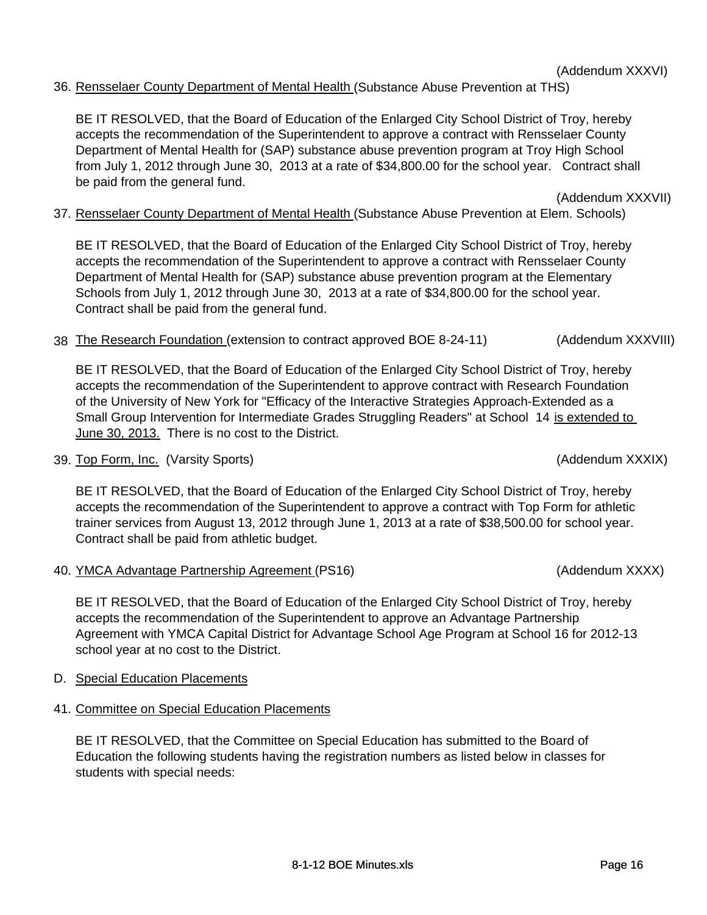(Addendum XXXVI)

36. Rensselaer County Department of Mental Health (Substance Abuse Prevention at THS)

BE IT RESOLVED, that the Board of Education of the Enlarged City School District of Troy, hereby accepts the recommendation of the Superintendent to approve a contract with Rensselaer County Department of Mental Health for (SAP) substance abuse prevention program at Troy High School from July 1, 2012 through June 30, 2013 at a rate of $34,800.00 for the school year. Contract shall be paid from the general fund.

(Addendum XXXVII)

37. Rensselaer County Department of Mental Health (Substance Abuse Prevention at Elem. Schools)

BE IT RESOLVED, that the Board of Education of the Enlarged City School District of Troy, hereby accepts the recommendation of the Superintendent to approve a contract with Rensselaer County Department of Mental Health for (SAP) substance abuse prevention program at the Elementary Schools from July 1, 2012 through June 30, 2013 at a rate of $34,800.00 for the school year. Contract shall be paid from the general fund.

38 The Research Foundation (extension to contract approved BOE 8-24-11) (Addendum XXXVIII)

BE IT RESOLVED, that the Board of Education of the Enlarged City School District of Troy, hereby accepts the recommendation of the Superintendent to approve contract with Research Foundation of the University of New York for "Efficacy of the Interactive Strategies Approach-Extended as a Small Group Intervention for Intermediate Grades Struggling Readers" at School 14 is extended to June 30, 2013. There is no cost to the District.

39. Top Form, Inc. (Varsity Sports) (Addendum XXXIX)

BE IT RESOLVED, that the Board of Education of the Enlarged City School District of Troy, hereby accepts the recommendation of the Superintendent to approve a contract with Top Form for athletic trainer services from August 13, 2012 through June 1, 2013 at a rate of $38,500.00 for school year. Contract shall be paid from athletic budget.

40. YMCA Advantage Partnership Agreement (PS16) (Addendum XXXX)

BE IT RESOLVED, that the Board of Education of the Enlarged City School District of Troy, hereby accepts the recommendation of the Superintendent to approve an Advantage Partnership Agreement with YMCA Capital District for Advantage School Age Program at School 16 for 2012-13 school year at no cost to the District.

D. Special Education Placements

41. Committee on Special Education Placements

BE IT RESOLVED, that the Committee on Special Education has submitted to the Board of Education the following students having the registration numbers as listed below in classes for students with special needs: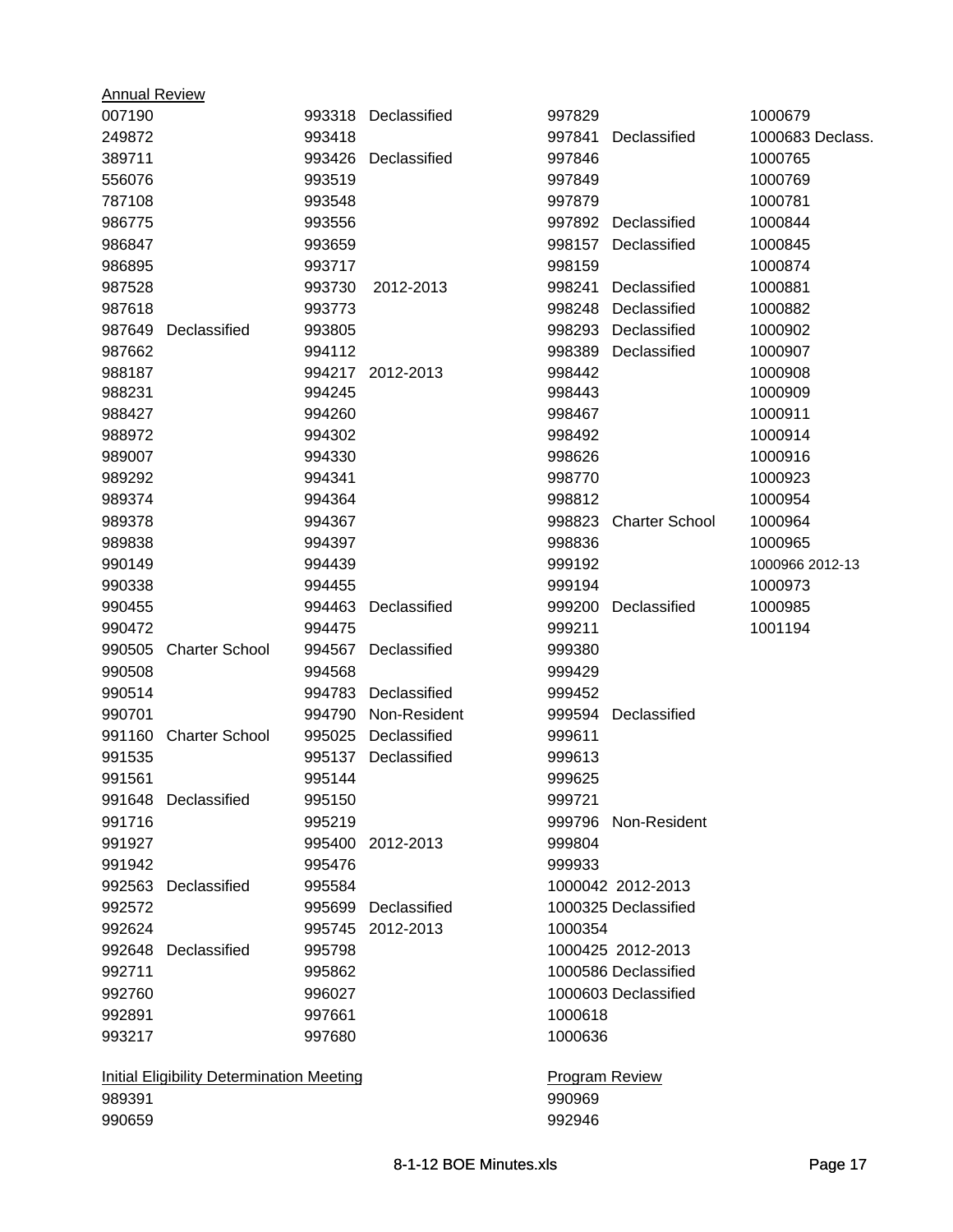Annual Review

| | | | | | | |
|---|---|---|---|---|---|---|
| 007190 | | 993318 | Declassified | 997829 | | 1000679 |
| 249872 | | 993418 | | 997841 | Declassified | 1000683 Declass. |
| 389711 | | 993426 | Declassified | 997846 | | 1000765 |
| 556076 | | 993519 | | 997849 | | 1000769 |
| 787108 | | 993548 | | 997879 | | 1000781 |
| 986775 | | 993556 | | 997892 | Declassified | 1000844 |
| 986847 | | 993659 | | 998157 | Declassified | 1000845 |
| 986895 | | 993717 | | 998159 | | 1000874 |
| 987528 | | 993730 | 2012-2013 | 998241 | Declassified | 1000881 |
| 987618 | | 993773 | | 998248 | Declassified | 1000882 |
| 987649 | Declassified | 993805 | | 998293 | Declassified | 1000902 |
| 987662 | | 994112 | | 998389 | Declassified | 1000907 |
| 988187 | | 994217 | 2012-2013 | 998442 | | 1000908 |
| 988231 | | 994245 | | 998443 | | 1000909 |
| 988427 | | 994260 | | 998467 | | 1000911 |
| 988972 | | 994302 | | 998492 | | 1000914 |
| 989007 | | 994330 | | 998626 | | 1000916 |
| 989292 | | 994341 | | 998770 | | 1000923 |
| 989374 | | 994364 | | 998812 | | 1000954 |
| 989378 | | 994367 | | 998823 | Charter School | 1000964 |
| 989838 | | 994397 | | 998836 | | 1000965 |
| 990149 | | 994439 | | 999192 | | 1000966 2012-13 |
| 990338 | | 994455 | | 999194 | | 1000973 |
| 990455 | | 994463 | Declassified | 999200 | Declassified | 1000985 |
| 990472 | | 994475 | | 999211 | | 1001194 |
| 990505 | Charter School | 994567 | Declassified | 999380 | | |
| 990508 | | 994568 | | 999429 | | |
| 990514 | | 994783 | Declassified | 999452 | | |
| 990701 | | 994790 | Non-Resident | 999594 | Declassified | |
| 991160 | Charter School | 995025 | Declassified | 999611 | | |
| 991535 | | 995137 | Declassified | 999613 | | |
| 991561 | | 995144 | | 999625 | | |
| 991648 | Declassified | 995150 | | 999721 | | |
| 991716 | | 995219 | | 999796 | Non-Resident | |
| 991927 | | 995400 | 2012-2013 | 999804 | | |
| 991942 | | 995476 | | 999933 | | |
| 992563 | Declassified | 995584 | | 1000042 | 2012-2013 | |
| 992572 | | 995699 | Declassified | 1000325 | Declassified | |
| 992624 | | 995745 | 2012-2013 | 1000354 | | |
| 992648 | Declassified | 995798 | | 1000425 | 2012-2013 | |
| 992711 | | 995862 | | 1000586 | Declassified | |
| 992760 | | 996027 | | 1000603 | Declassified | |
| 992891 | | 997661 | | 1000618 | | |
| 993217 | | 997680 | | 1000636 | | |

Initial Eligibility Determination Meeting

989391
990659

Program Review

990969
992946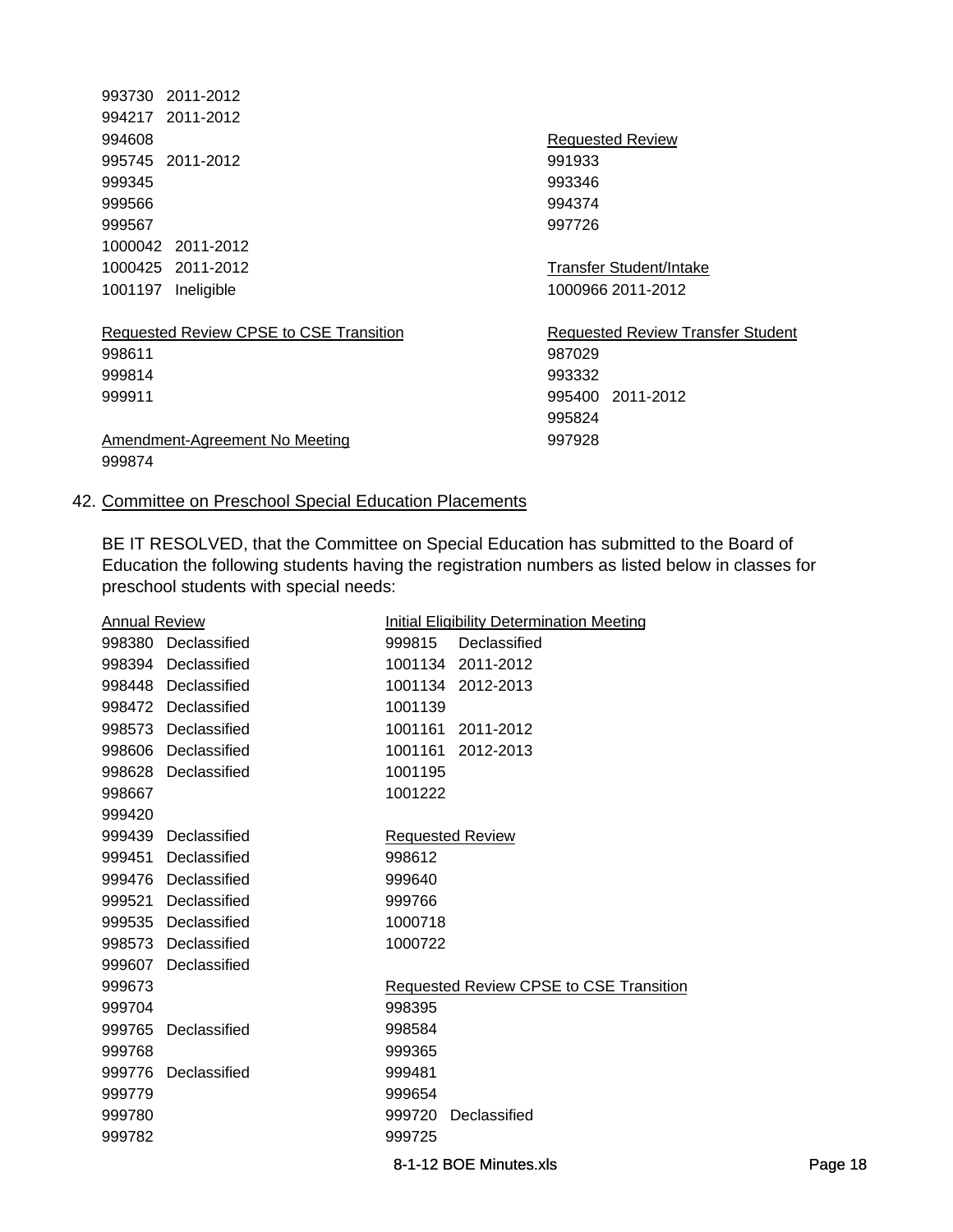993730 2011-2012
994217 2011-2012
994608
995745 2011-2012
999345
999566
999567
1000042 2011-2012
1000425 2011-2012
1001197 Ineligible

Requested Review CPSE to CSE Transition
998611
999814
999911

Amendment-Agreement No Meeting
999874

Requested Review
991933
993346
994374
997726

Transfer Student/Intake
1000966 2011-2012

Requested Review Transfer Student
987029
993332
995400 2011-2012
995824
997928

42. Committee on Preschool Special Education Placements

BE IT RESOLVED, that the Committee on Special Education has submitted to the Board of Education the following students having the registration numbers as listed below in classes for preschool students with special needs:

Annual Review
998380 Declassified
998394 Declassified
998448 Declassified
998472 Declassified
998573 Declassified
998606 Declassified
998628 Declassified
998667
999420
999439 Declassified
999451 Declassified
999476 Declassified
999521 Declassified
999535 Declassified
998573 Declassified
999607 Declassified
999673
999704
999765 Declassified
999768
999776 Declassified
999779
999780
999782

Initial Eligibility Determination Meeting
999815 Declassified
1001134 2011-2012
1001134 2012-2013
1001139
1001161 2011-2012
1001161 2012-2013
1001195
1001222

Requested Review
998612
999640
999766
1000718
1000722

Requested Review CPSE to CSE Transition
998395
998584
999365
999481
999654
999720 Declassified
999725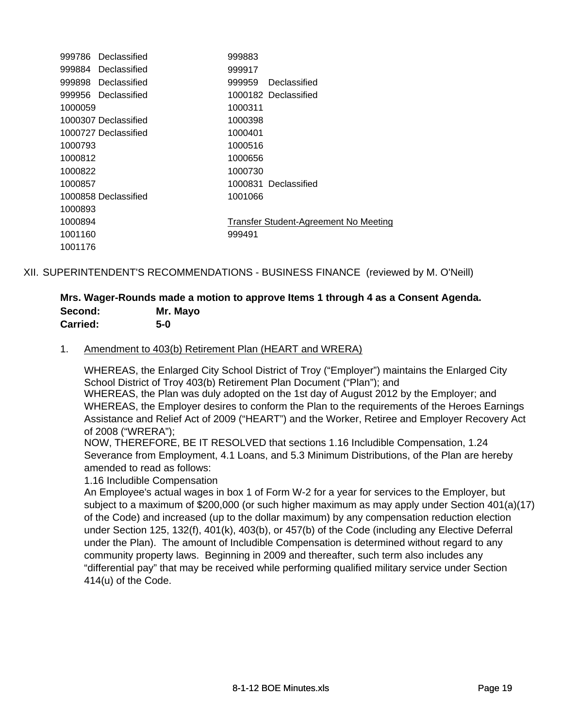| | |
|---|---|
| 999786 Declassified | 999883 |
| 999884 Declassified | 999917 |
| 999898 Declassified | 999959 Declassified |
| 999956 Declassified | 1000182 Declassified |
| 1000059 | 1000311 |
| 1000307 Declassified | 1000398 |
| 1000727 Declassified | 1000401 |
| 1000793 | 1000516 |
| 1000812 | 1000656 |
| 1000822 | 1000730 |
| 1000857 | 1000831 Declassified |
| 1000858 Declassified | 1001066 |
| 1000893 | |
| 1000894 | Transfer Student-Agreement No Meeting |
| 1001160 | 999491 |
| 1001176 | |

XII. SUPERINTENDENT'S RECOMMENDATIONS - BUSINESS FINANCE (reviewed by M. O'Neill)

**Mrs. Wager-Rounds made a motion to approve Items 1 through 4 as a Consent Agenda.**
**Second: Mr. Mayo**
**Carried: 5-0**

1. Amendment to 403(b) Retirement Plan (HEART and WRERA)

WHEREAS, the Enlarged City School District of Troy ("Employer") maintains the Enlarged City School District of Troy 403(b) Retirement Plan Document ("Plan"); and
WHEREAS, the Plan was duly adopted on the 1st day of August 2012 by the Employer; and
WHEREAS, the Employer desires to conform the Plan to the requirements of the Heroes Earnings Assistance and Relief Act of 2009 ("HEART") and the Worker, Retiree and Employer Recovery Act of 2008 ("WRERA");
NOW, THEREFORE, BE IT RESOLVED that sections 1.16 Includible Compensation, 1.24 Severance from Employment, 4.1 Loans, and 5.3 Minimum Distributions, of the Plan are hereby amended to read as follows:
1.16 Includible Compensation
An Employee's actual wages in box 1 of Form W-2 for a year for services to the Employer, but subject to a maximum of $200,000 (or such higher maximum as may apply under Section 401(a)(17) of the Code) and increased (up to the dollar maximum) by any compensation reduction election under Section 125, 132(f), 401(k), 403(b), or 457(b) of the Code (including any Elective Deferral under the Plan). The amount of Includible Compensation is determined without regard to any community property laws. Beginning in 2009 and thereafter, such term also includes any "differential pay" that may be received while performing qualified military service under Section 414(u) of the Code.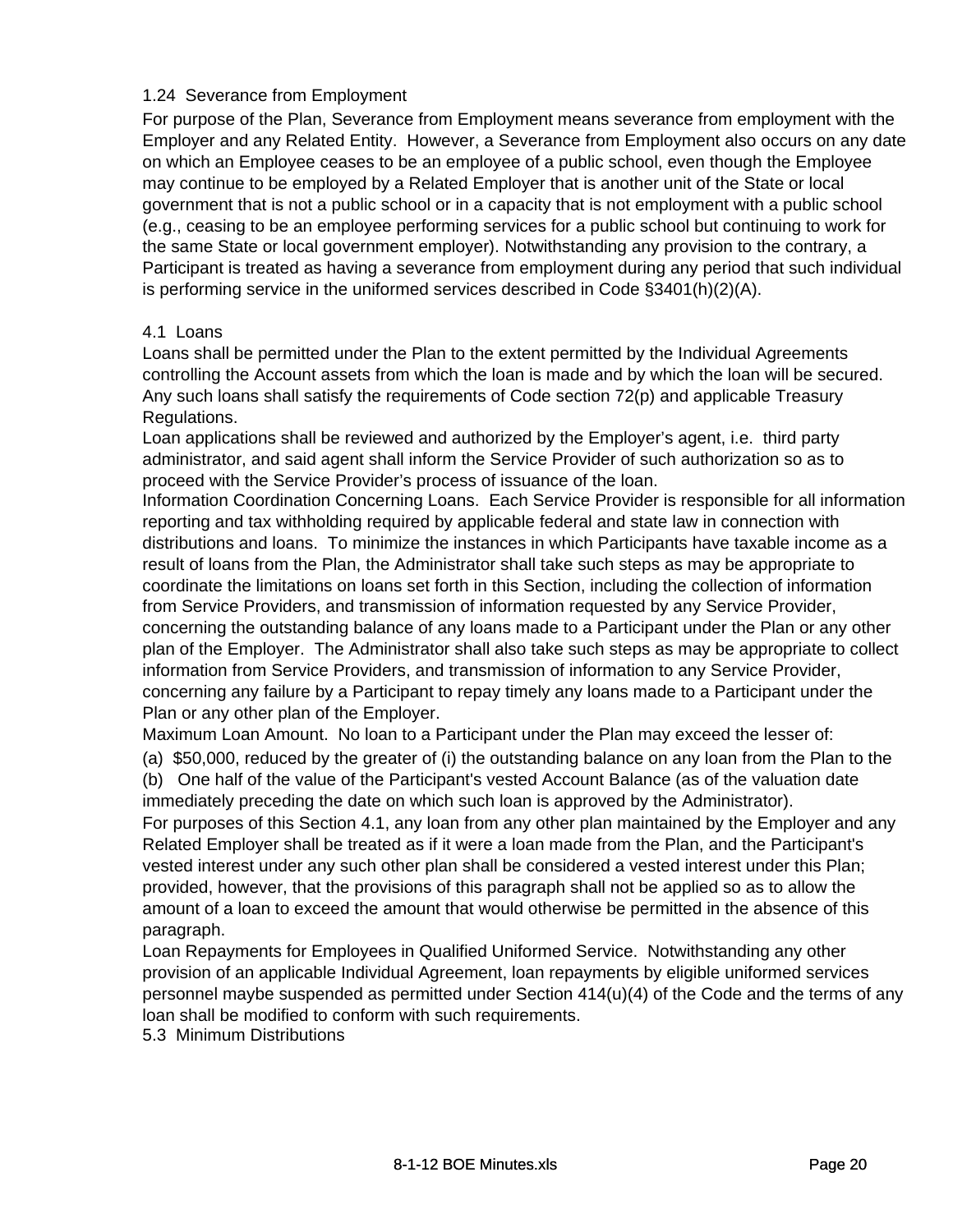1.24 Severance from Employment

For purpose of the Plan, Severance from Employment means severance from employment with the Employer and any Related Entity. However, a Severance from Employment also occurs on any date on which an Employee ceases to be an employee of a public school, even though the Employee may continue to be employed by a Related Employer that is another unit of the State or local government that is not a public school or in a capacity that is not employment with a public school (e.g., ceasing to be an employee performing services for a public school but continuing to work for the same State or local government employer). Notwithstanding any provision to the contrary, a Participant is treated as having a severance from employment during any period that such individual is performing service in the uniformed services described in Code §3401(h)(2)(A).

4.1 Loans

Loans shall be permitted under the Plan to the extent permitted by the Individual Agreements controlling the Account assets from which the loan is made and by which the loan will be secured. Any such loans shall satisfy the requirements of Code section 72(p) and applicable Treasury Regulations.

Loan applications shall be reviewed and authorized by the Employer's agent, i.e. third party administrator, and said agent shall inform the Service Provider of such authorization so as to proceed with the Service Provider's process of issuance of the loan.

Information Coordination Concerning Loans. Each Service Provider is responsible for all information reporting and tax withholding required by applicable federal and state law in connection with distributions and loans. To minimize the instances in which Participants have taxable income as a result of loans from the Plan, the Administrator shall take such steps as may be appropriate to coordinate the limitations on loans set forth in this Section, including the collection of information from Service Providers, and transmission of information requested by any Service Provider, concerning the outstanding balance of any loans made to a Participant under the Plan or any other plan of the Employer. The Administrator shall also take such steps as may be appropriate to collect information from Service Providers, and transmission of information to any Service Provider, concerning any failure by a Participant to repay timely any loans made to a Participant under the Plan or any other plan of the Employer.

Maximum Loan Amount. No loan to a Participant under the Plan may exceed the lesser of:

(a) $50,000, reduced by the greater of (i) the outstanding balance on any loan from the Plan to the

(b) One half of the value of the Participant's vested Account Balance (as of the valuation date immediately preceding the date on which such loan is approved by the Administrator).

For purposes of this Section 4.1, any loan from any other plan maintained by the Employer and any Related Employer shall be treated as if it were a loan made from the Plan, and the Participant's vested interest under any such other plan shall be considered a vested interest under this Plan; provided, however, that the provisions of this paragraph shall not be applied so as to allow the amount of a loan to exceed the amount that would otherwise be permitted in the absence of this paragraph.

Loan Repayments for Employees in Qualified Uniformed Service. Notwithstanding any other provision of an applicable Individual Agreement, loan repayments by eligible uniformed services personnel maybe suspended as permitted under Section 414(u)(4) of the Code and the terms of any loan shall be modified to conform with such requirements.

5.3 Minimum Distributions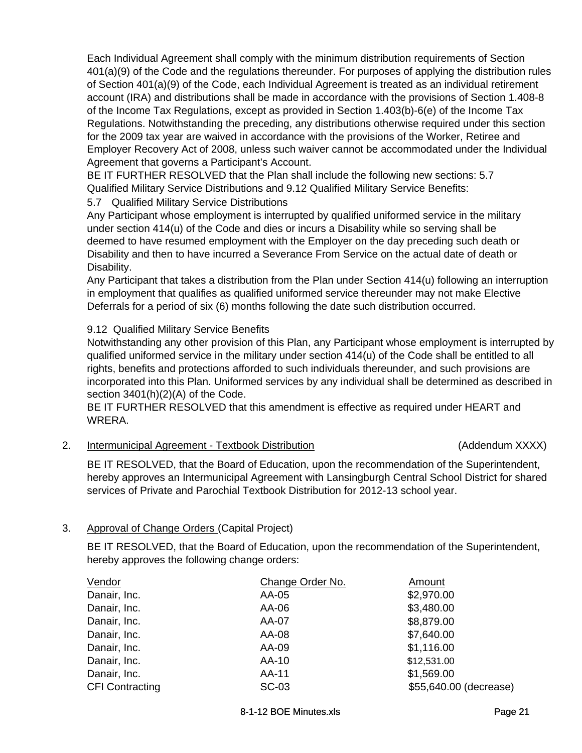Each Individual Agreement shall comply with the minimum distribution requirements of Section 401(a)(9) of the Code and the regulations thereunder. For purposes of applying the distribution rules of Section 401(a)(9) of the Code, each Individual Agreement is treated as an individual retirement account (IRA) and distributions shall be made in accordance with the provisions of Section 1.408-8 of the Income Tax Regulations, except as provided in Section 1.403(b)-6(e) of the Income Tax Regulations. Notwithstanding the preceding, any distributions otherwise required under this section for the 2009 tax year are waived in accordance with the provisions of the Worker, Retiree and Employer Recovery Act of 2008, unless such waiver cannot be accommodated under the Individual Agreement that governs a Participant's Account.

BE IT FURTHER RESOLVED that the Plan shall include the following new sections: 5.7 Qualified Military Service Distributions and 9.12 Qualified Military Service Benefits:

5.7 Qualified Military Service Distributions

Any Participant whose employment is interrupted by qualified uniformed service in the military under section 414(u) of the Code and dies or incurs a Disability while so serving shall be deemed to have resumed employment with the Employer on the day preceding such death or Disability and then to have incurred a Severance From Service on the actual date of death or Disability.

Any Participant that takes a distribution from the Plan under Section 414(u) following an interruption in employment that qualifies as qualified uniformed service thereunder may not make Elective Deferrals for a period of six (6) months following the date such distribution occurred.

9.12 Qualified Military Service Benefits

Notwithstanding any other provision of this Plan, any Participant whose employment is interrupted by qualified uniformed service in the military under section 414(u) of the Code shall be entitled to all rights, benefits and protections afforded to such individuals thereunder, and such provisions are incorporated into this Plan. Uniformed services by any individual shall be determined as described in section 3401(h)(2)(A) of the Code.

BE IT FURTHER RESOLVED that this amendment is effective as required under HEART and WRERA.

2. Intermunicipal Agreement - Textbook Distribution (Addendum XXXX)

BE IT RESOLVED, that the Board of Education, upon the recommendation of the Superintendent, hereby approves an Intermunicipal Agreement with Lansingburgh Central School District for shared services of Private and Parochial Textbook Distribution for 2012-13 school year.

3. Approval of Change Orders (Capital Project)

BE IT RESOLVED, that the Board of Education, upon the recommendation of the Superintendent, hereby approves the following change orders:

| Vendor | Change Order No. | Amount |
|---|---|---|
| Danair, Inc. | AA-05 | $2,970.00 |
| Danair, Inc. | AA-06 | $3,480.00 |
| Danair, Inc. | AA-07 | $8,879.00 |
| Danair, Inc. | AA-08 | $7,640.00 |
| Danair, Inc. | AA-09 | $1,116.00 |
| Danair, Inc. | AA-10 | $12,531.00 |
| Danair, Inc. | AA-11 | $1,569.00 |
| CFI Contracting | SC-03 | $55,640.00 (decrease) |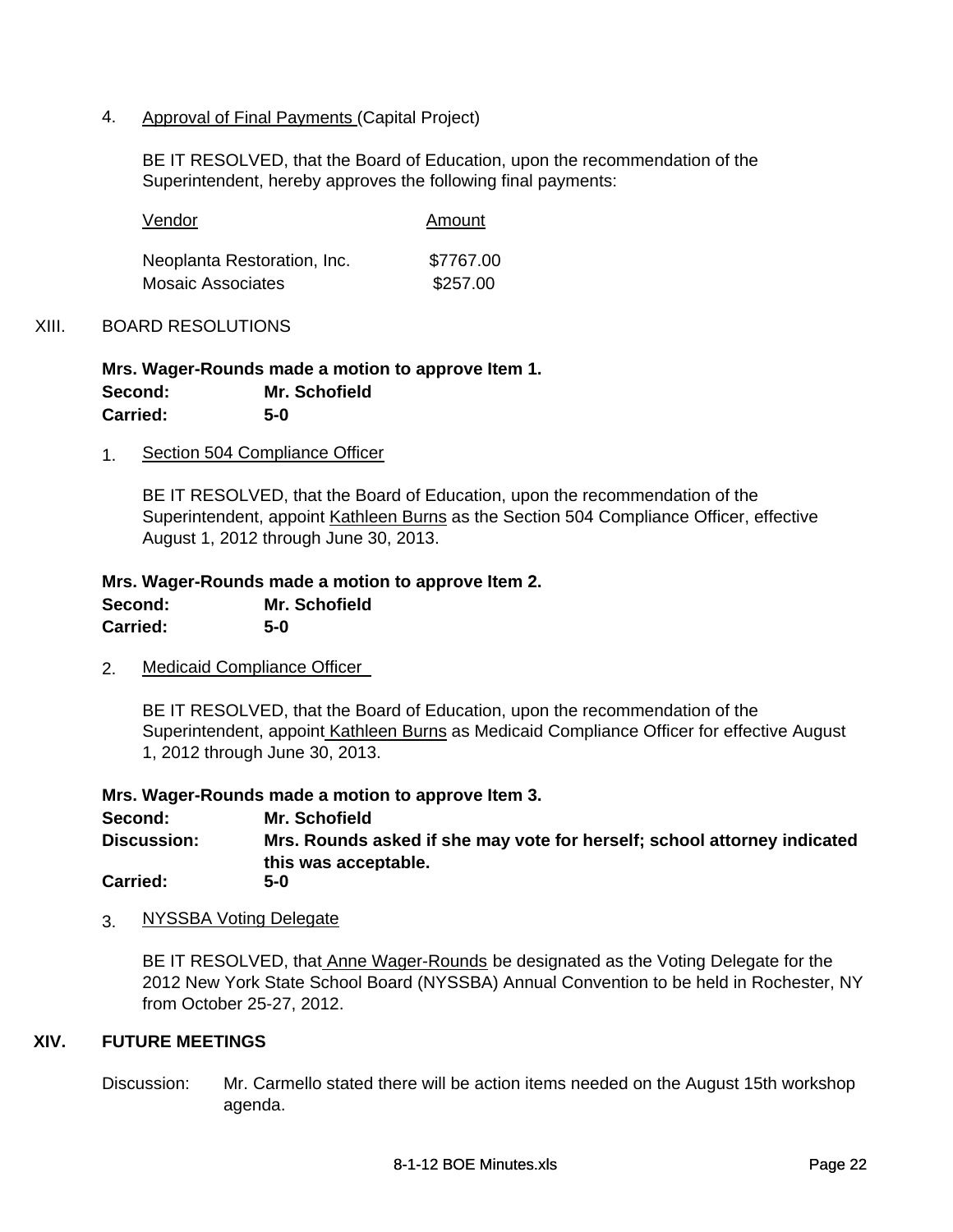4. Approval of Final Payments (Capital Project)

   BE IT RESOLVED, that the Board of Education, upon the recommendation of the Superintendent, hereby approves the following final payments:

| Vendor | Amount |
| --- | --- |
| Neoplanta Restoration, Inc. | $7767.00 |
| Mosaic Associates | $257.00 |

XIII. BOARD RESOLUTIONS

**Mrs. Wager-Rounds made a motion to approve Item 1.**
**Second:** **Mr. Schofield**
**Carried:** **5-0**

1. Section 504 Compliance Officer

   BE IT RESOLVED, that the Board of Education, upon the recommendation of the Superintendent, appoint Kathleen Burns as the Section 504 Compliance Officer, effective August 1, 2012 through June 30, 2013.

**Mrs. Wager-Rounds made a motion to approve Item 2.**
**Second:** **Mr. Schofield**
**Carried:** **5-0**

2. Medicaid Compliance Officer

   BE IT RESOLVED, that the Board of Education, upon the recommendation of the Superintendent, appoint Kathleen Burns as Medicaid Compliance Officer for effective August 1, 2012 through June 30, 2013.

**Mrs. Wager-Rounds made a motion to approve Item 3.**
**Second:** **Mr. Schofield**
**Discussion:** **Mrs. Rounds asked if she may vote for herself; school attorney indicated this was acceptable.**
**Carried:** **5-0**

3. NYSSBA Voting Delegate

   BE IT RESOLVED, that Anne Wager-Rounds be designated as the Voting Delegate for the 2012 New York State School Board (NYSSBA) Annual Convention to be held in Rochester, NY from October 25-27, 2012.

**XIV. FUTURE MEETINGS**

Discussion: Mr. Carmello stated there will be action items needed on the August 15th workshop agenda.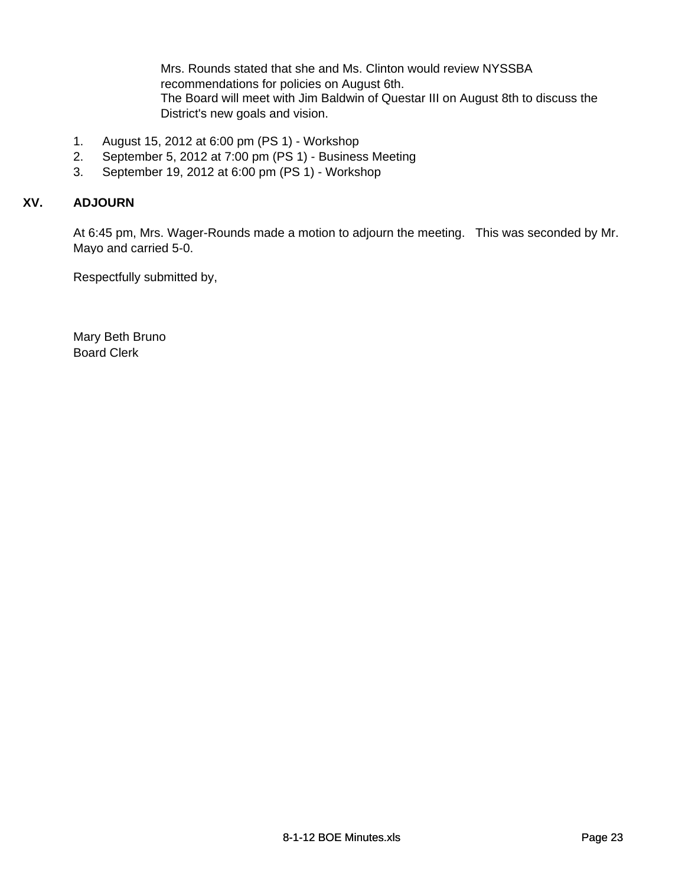Mrs. Rounds stated that she and Ms. Clinton would review NYSSBA recommendations for policies on August 6th.
The Board will meet with Jim Baldwin of Questar III on August 8th to discuss the District's new goals and vision.

1. August 15, 2012 at 6:00 pm (PS 1) - Workshop
2. September 5, 2012 at 7:00 pm (PS 1) - Business Meeting
3. September 19, 2012 at 6:00 pm (PS 1) - Workshop

## XV. ADJOURN

At 6:45 pm, Mrs. Wager-Rounds made a motion to adjourn the meeting. This was seconded by Mr. Mayo and carried 5-0.

Respectfully submitted by,

Mary Beth Bruno
Board Clerk